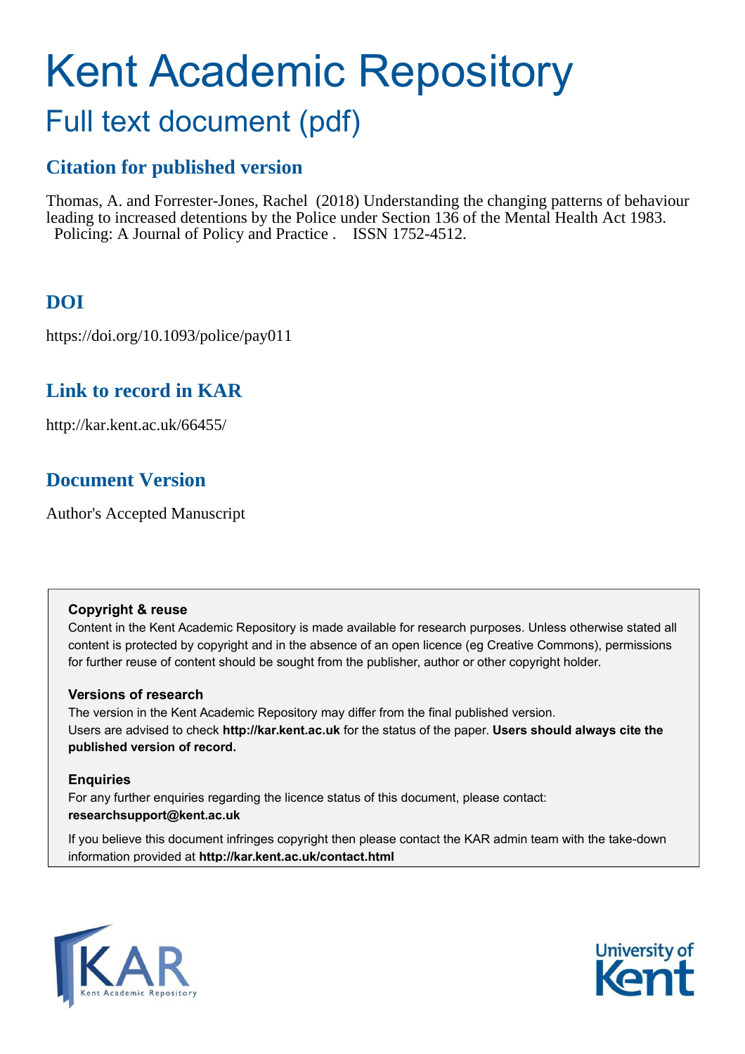# Kent Academic Repository

## Full text document (pdf)

### Citation for published version

Thomas, A. and Forrester-Jones, Rachel (2018) Understanding the changing patterns of behaviour leading to increased detentions by the Police under Section 136 of the Mental Health Act 1983. Policing: A Journal of Policy and Practice . ISSN 1752-4512.

### DOI

https://doi.org/10.1093/police/pay011

### Link to record in KAR

http://kar.kent.ac.uk/66455/

### Document Version

Author's Accepted Manuscript

**Copyright & reuse**

Content in the Kent Academic Repository is made available for research purposes. Unless otherwise stated all content is protected by copyright and in the absence of an open licence (eg Creative Commons), permissions for further reuse of content should be sought from the publisher, author or other copyright holder.

**Versions of research**

The version in the Kent Academic Repository may differ from the final published version. Users are advised to check **http://kar.kent.ac.uk** for the status of the paper. **Users should always cite the published version of record.**

**Enquiries**

For any further enquiries regarding the licence status of this document, please contact: **researchsupport@kent.ac.uk**

If you believe this document infringes copyright then please contact the KAR admin team with the take-down information provided at **http://kar.kent.ac.uk/contact.html**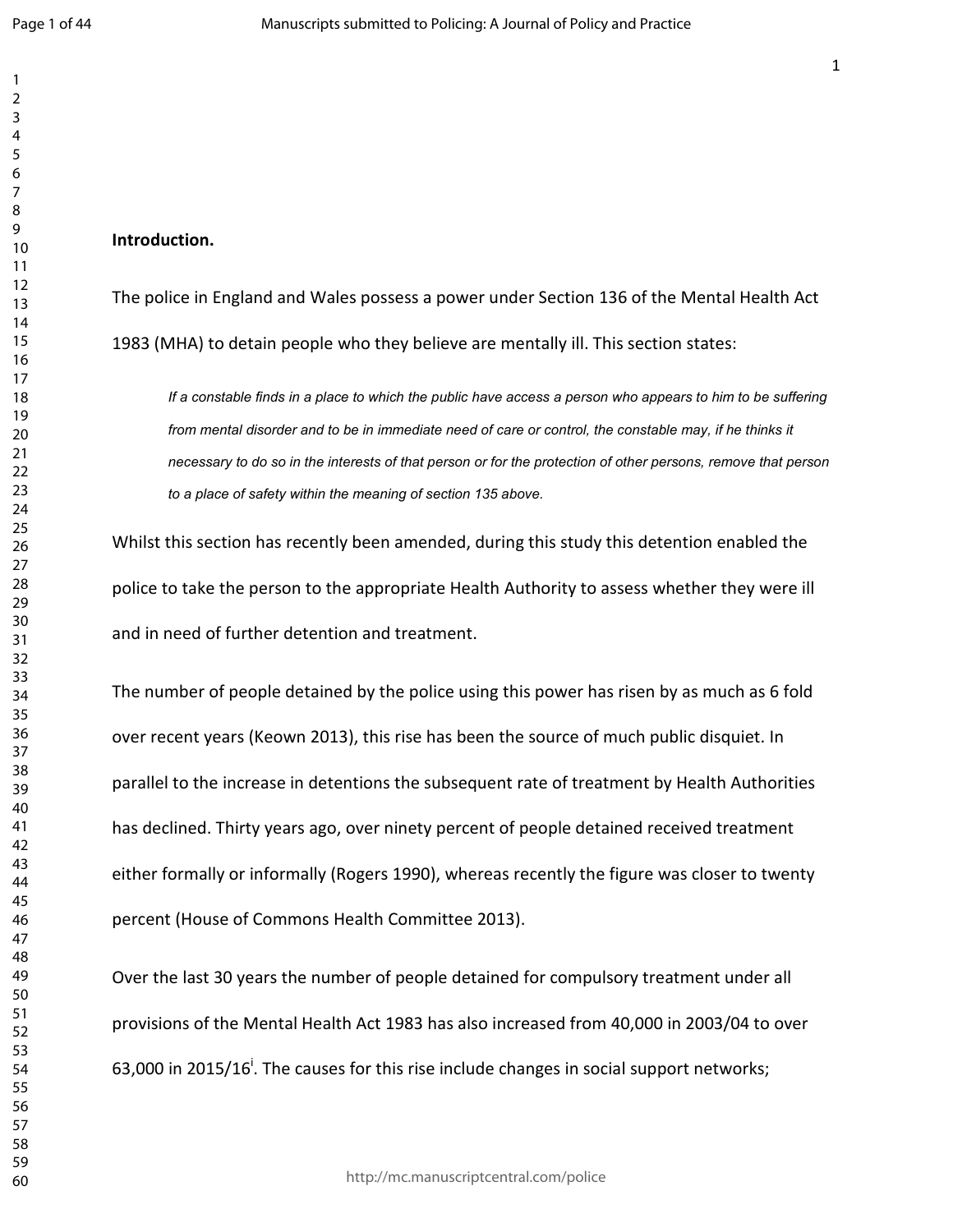**Introduction.**

The police in England and Wales possess a power under Section 136 of the Mental Health Act 1983 (MHA) to detain people who they believe are mentally ill. This section states:

> *If a constable finds in a place to which the public have access a person who appears to him to be suffering from mental disorder and to be in immediate need of care or control, the constable may, if he thinks it necessary to do so in the interests of that person or for the protection of other persons, remove that person to a place of safety within the meaning of section 135 above.*

Whilst this section has recently been amended, during this study this detention enabled the police to take the person to the appropriate Health Authority to assess whether they were ill and in need of further detention and treatment.

The number of people detained by the police using this power has risen by as much as 6 fold over recent years (Keown 2013), this rise has been the source of much public disquiet. In parallel to the increase in detentions the subsequent rate of treatment by Health Authorities has declined. Thirty years ago, over ninety percent of people detained received treatment either formally or informally (Rogers 1990), whereas recently the figure was closer to twenty percent (House of Commons Health Committee 2013).

Over the last 30 years the number of people detained for compulsory treatment under all provisions of the Mental Health Act 1983 has also increased from 40,000 in 2003/04 to over 63,000 in 2015/16[i]. The causes for this rise include changes in social support networks;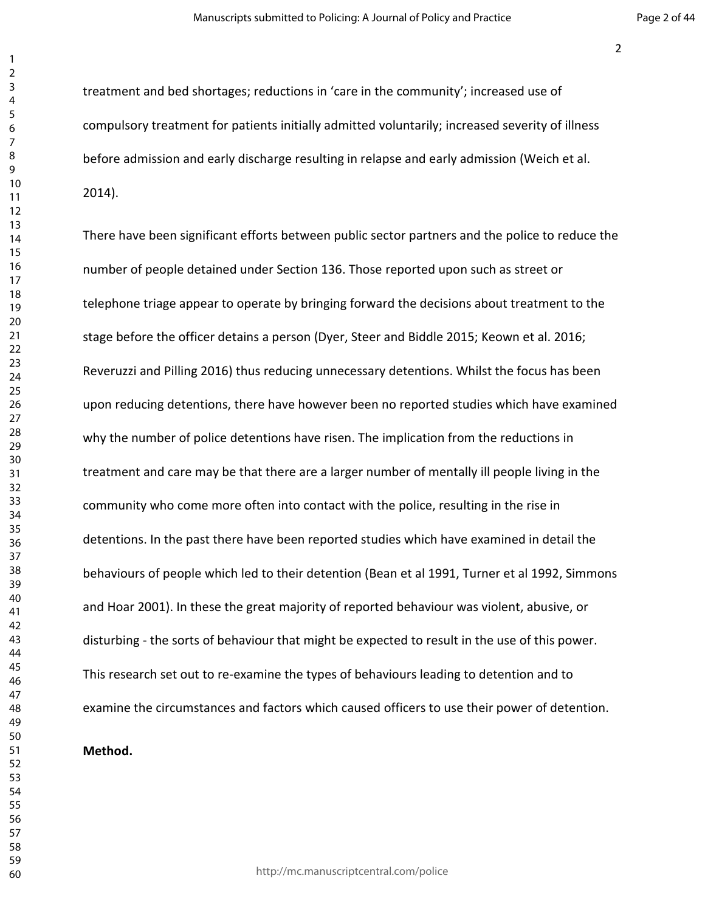treatment and bed shortages; reductions in 'care in the community'; increased use of compulsory treatment for patients initially admitted voluntarily; increased severity of illness before admission and early discharge resulting in relapse and early admission (Weich et al. 2014).

There have been significant efforts between public sector partners and the police to reduce the number of people detained under Section 136. Those reported upon such as street or telephone triage appear to operate by bringing forward the decisions about treatment to the stage before the officer detains a person (Dyer, Steer and Biddle 2015; Keown et al. 2016; Reveruzzi and Pilling 2016) thus reducing unnecessary detentions. Whilst the focus has been upon reducing detentions, there have however been no reported studies which have examined why the number of police detentions have risen. The implication from the reductions in treatment and care may be that there are a larger number of mentally ill people living in the community who come more often into contact with the police, resulting in the rise in detentions. In the past there have been reported studies which have examined in detail the behaviours of people which led to their detention (Bean et al 1991, Turner et al 1992, Simmons and Hoar 2001). In these the great majority of reported behaviour was violent, abusive, or disturbing - the sorts of behaviour that might be expected to result in the use of this power. This research set out to re-examine the types of behaviours leading to detention and to examine the circumstances and factors which caused officers to use their power of detention.

**Method.**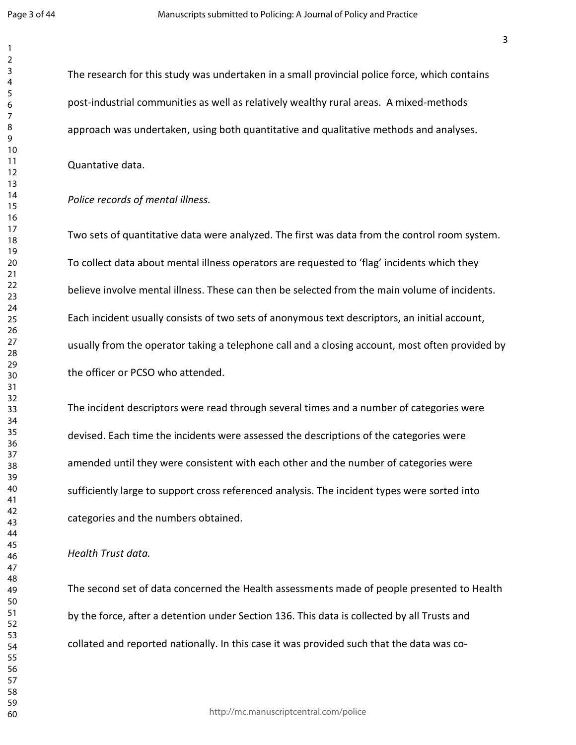The research for this study was undertaken in a small provincial police force, which contains post-industrial communities as well as relatively wealthy rural areas. A mixed-methods approach was undertaken, using both quantitative and qualitative methods and analyses.

Quantative data.

*Police records of mental illness.*

Two sets of quantitative data were analyzed. The first was data from the control room system. To collect data about mental illness operators are requested to 'flag' incidents which they believe involve mental illness. These can then be selected from the main volume of incidents. Each incident usually consists of two sets of anonymous text descriptors, an initial account, usually from the operator taking a telephone call and a closing account, most often provided by the officer or PCSO who attended.

The incident descriptors were read through several times and a number of categories were devised. Each time the incidents were assessed the descriptions of the categories were amended until they were consistent with each other and the number of categories were sufficiently large to support cross referenced analysis. The incident types were sorted into categories and the numbers obtained.

*Health Trust data.*

The second set of data concerned the Health assessments made of people presented to Health by the force, after a detention under Section 136. This data is collected by all Trusts and collated and reported nationally. In this case it was provided such that the data was co-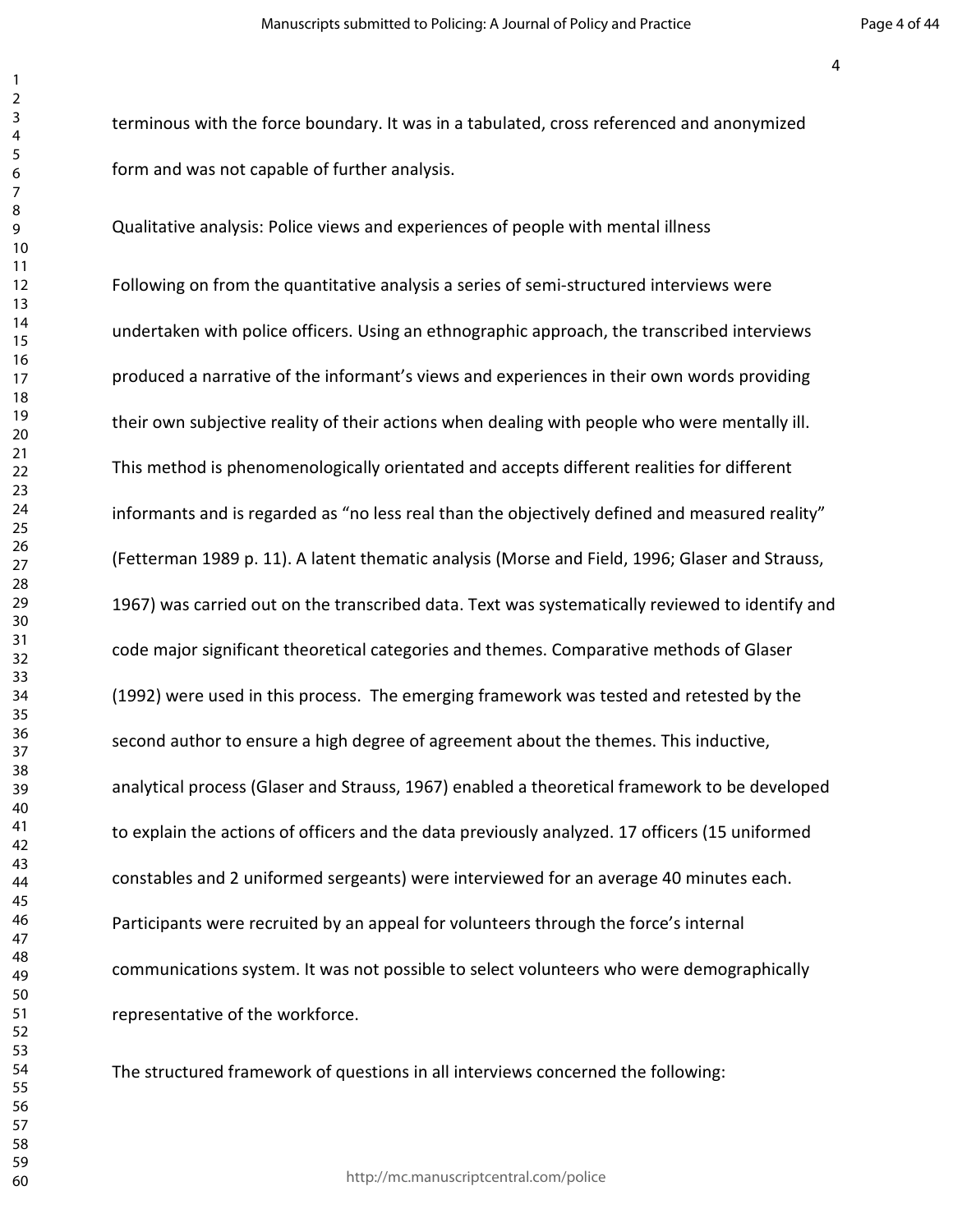terminous with the force boundary. It was in a tabulated, cross referenced and anonymized form and was not capable of further analysis.

Qualitative analysis: Police views and experiences of people with mental illness

Following on from the quantitative analysis a series of semi-structured interviews were undertaken with police officers. Using an ethnographic approach, the transcribed interviews produced a narrative of the informant's views and experiences in their own words providing their own subjective reality of their actions when dealing with people who were mentally ill. This method is phenomenologically orientated and accepts different realities for different informants and is regarded as "no less real than the objectively defined and measured reality" (Fetterman 1989 p. 11). A latent thematic analysis (Morse and Field, 1996; Glaser and Strauss, 1967) was carried out on the transcribed data. Text was systematically reviewed to identify and code major significant theoretical categories and themes. Comparative methods of Glaser (1992) were used in this process. The emerging framework was tested and retested by the second author to ensure a high degree of agreement about the themes. This inductive, analytical process (Glaser and Strauss, 1967) enabled a theoretical framework to be developed to explain the actions of officers and the data previously analyzed. 17 officers (15 uniformed constables and 2 uniformed sergeants) were interviewed for an average 40 minutes each. Participants were recruited by an appeal for volunteers through the force's internal communications system. It was not possible to select volunteers who were demographically representative of the workforce.

The structured framework of questions in all interviews concerned the following: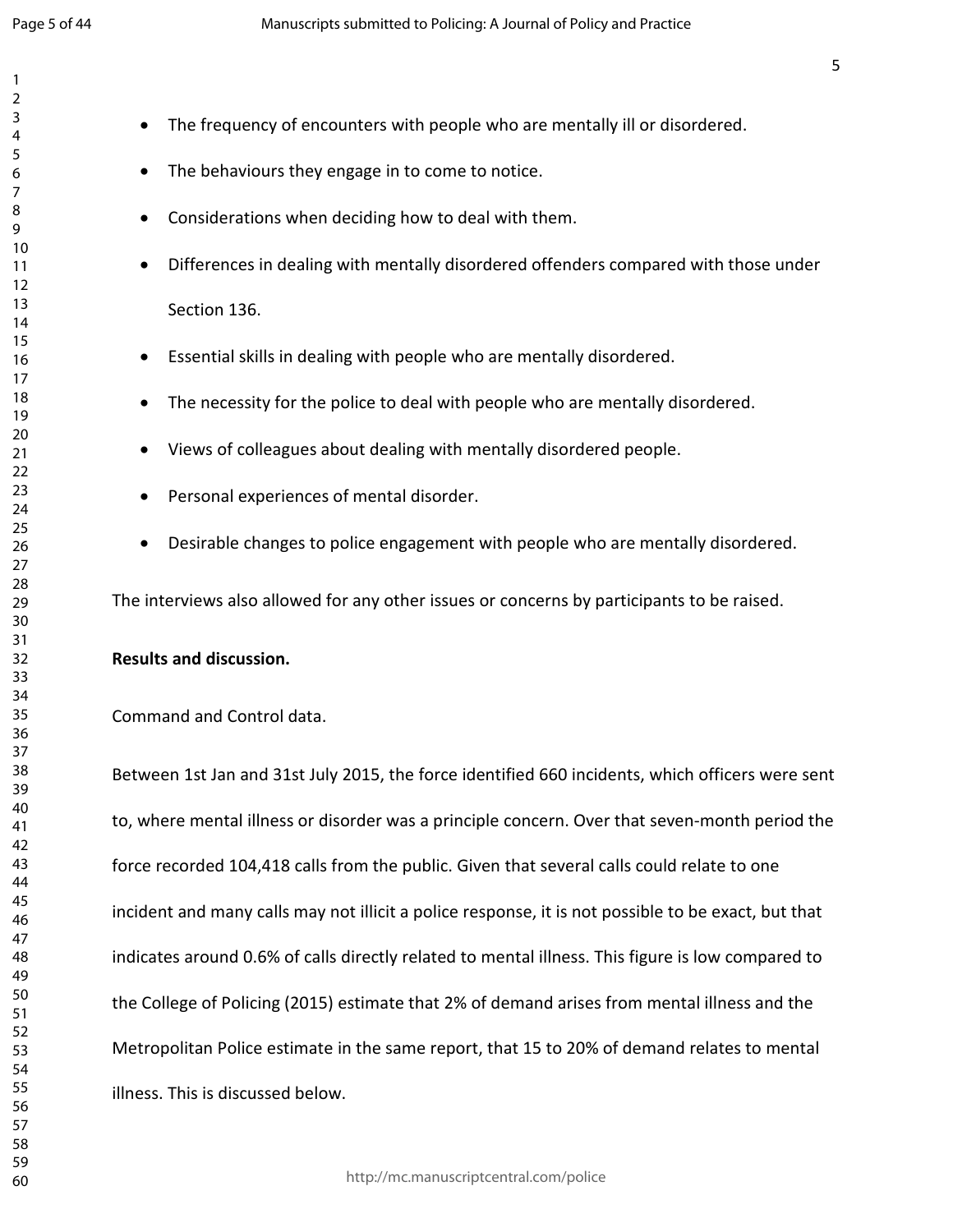- The frequency of encounters with people who are mentally ill or disordered.
- The behaviours they engage in to come to notice.
- Considerations when deciding how to deal with them.
- Differences in dealing with mentally disordered offenders compared with those under Section 136.
- Essential skills in dealing with people who are mentally disordered.
- The necessity for the police to deal with people who are mentally disordered.
- Views of colleagues about dealing with mentally disordered people.
- Personal experiences of mental disorder.
- Desirable changes to police engagement with people who are mentally disordered.

The interviews also allowed for any other issues or concerns by participants to be raised.

**Results and discussion.**

Command and Control data.

Between 1st Jan and 31st July 2015, the force identified 660 incidents, which officers were sent to, where mental illness or disorder was a principle concern. Over that seven-month period the force recorded 104,418 calls from the public. Given that several calls could relate to one incident and many calls may not illicit a police response, it is not possible to be exact, but that indicates around 0.6% of calls directly related to mental illness. This figure is low compared to the College of Policing (2015) estimate that 2% of demand arises from mental illness and the Metropolitan Police estimate in the same report, that 15 to 20% of demand relates to mental illness. This is discussed below.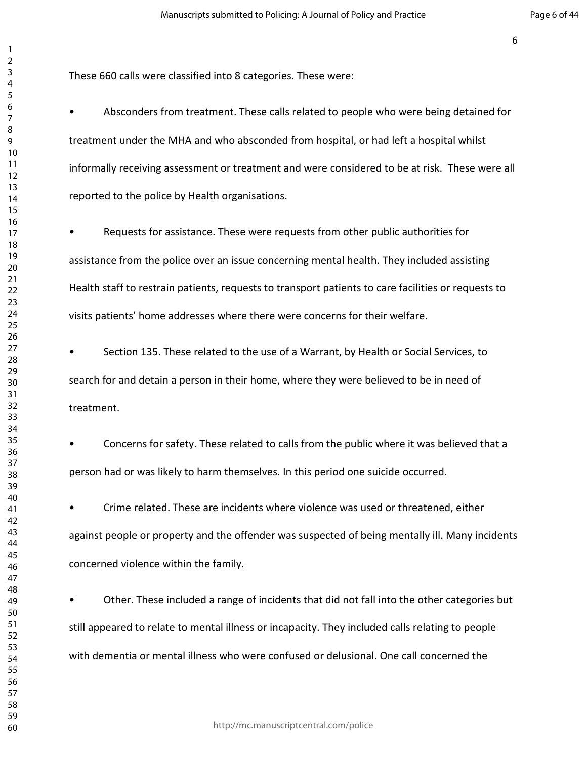These 660 calls were classified into 8 categories. These were:

- Absconders from treatment. These calls related to people who were being detained for treatment under the MHA and who absconded from hospital, or had left a hospital whilst informally receiving assessment or treatment and were considered to be at risk. These were all reported to the police by Health organisations.

- Requests for assistance. These were requests from other public authorities for assistance from the police over an issue concerning mental health. They included assisting Health staff to restrain patients, requests to transport patients to care facilities or requests to visits patients' home addresses where there were concerns for their welfare.

- Section 135. These related to the use of a Warrant, by Health or Social Services, to search for and detain a person in their home, where they were believed to be in need of treatment.

- Concerns for safety. These related to calls from the public where it was believed that a person had or was likely to harm themselves. In this period one suicide occurred.

- Crime related. These are incidents where violence was used or threatened, either against people or property and the offender was suspected of being mentally ill. Many incidents concerned violence within the family.

- Other. These included a range of incidents that did not fall into the other categories but still appeared to relate to mental illness or incapacity. They included calls relating to people with dementia or mental illness who were confused or delusional. One call concerned the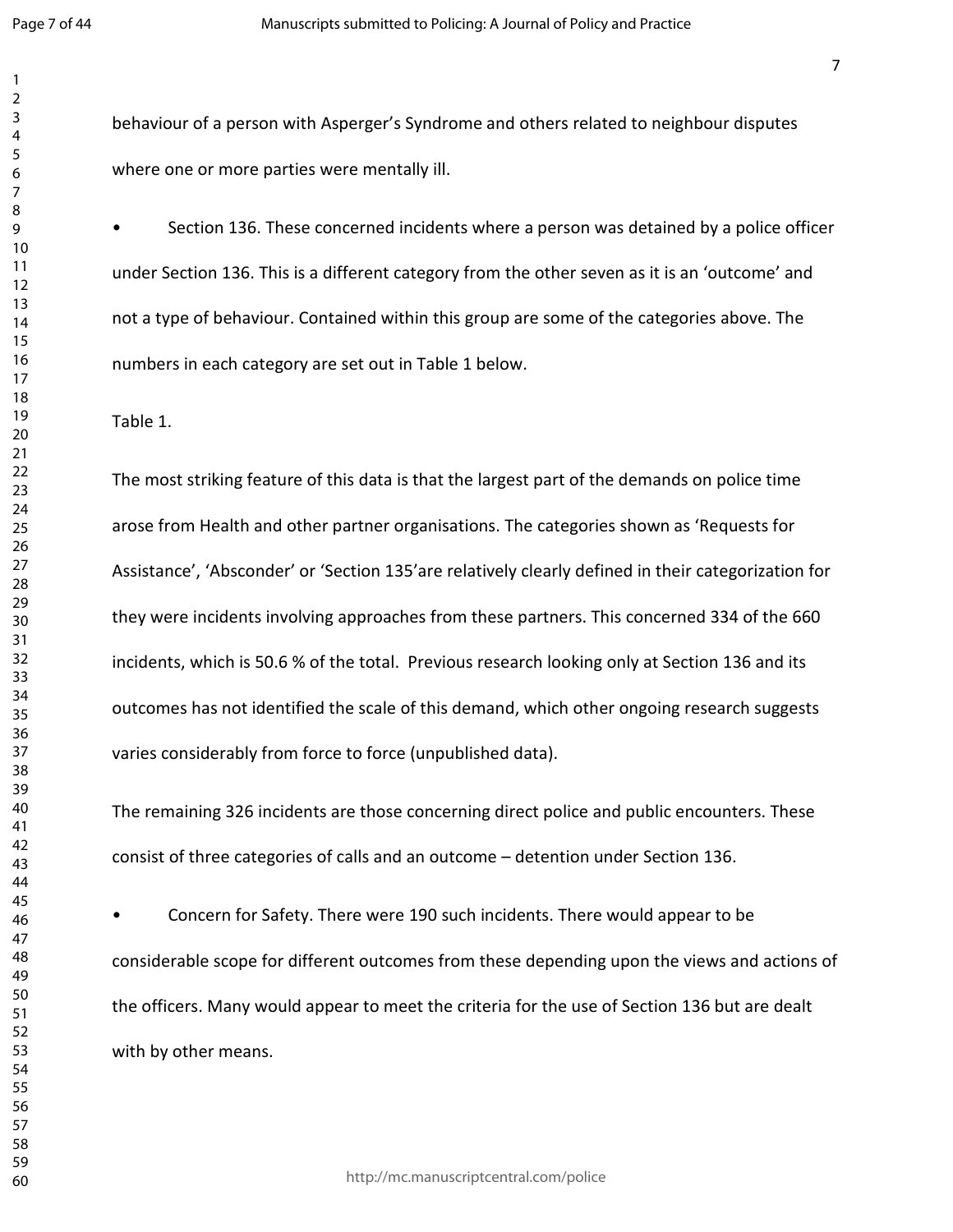behaviour of a person with Asperger's Syndrome and others related to neighbour disputes where one or more parties were mentally ill.

- Section 136. These concerned incidents where a person was detained by a police officer under Section 136. This is a different category from the other seven as it is an 'outcome' and not a type of behaviour. Contained within this group are some of the categories above. The numbers in each category are set out in Table 1 below.

Table 1.

The most striking feature of this data is that the largest part of the demands on police time arose from Health and other partner organisations. The categories shown as 'Requests for Assistance', 'Absconder' or 'Section 135'are relatively clearly defined in their categorization for they were incidents involving approaches from these partners. This concerned 334 of the 660 incidents, which is 50.6 % of the total. Previous research looking only at Section 136 and its outcomes has not identified the scale of this demand, which other ongoing research suggests varies considerably from force to force (unpublished data).

The remaining 326 incidents are those concerning direct police and public encounters. These consist of three categories of calls and an outcome – detention under Section 136.

- Concern for Safety. There were 190 such incidents. There would appear to be considerable scope for different outcomes from these depending upon the views and actions of the officers. Many would appear to meet the criteria for the use of Section 136 but are dealt with by other means.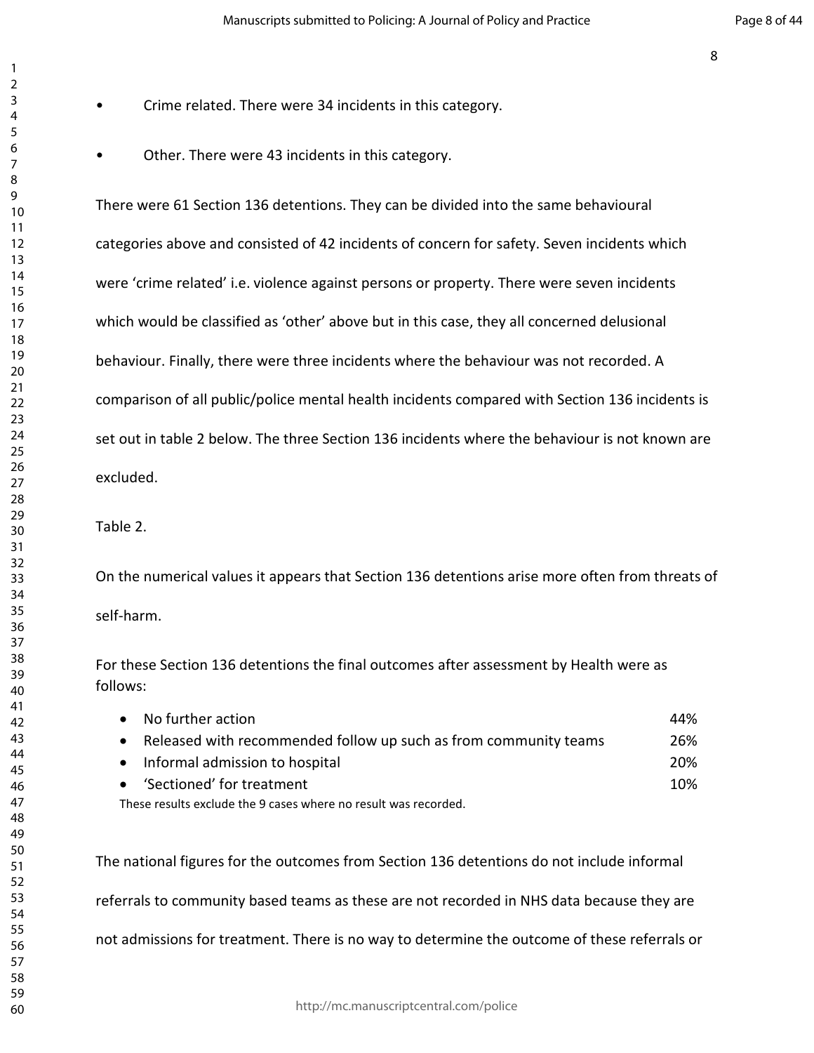- Crime related. There were 34 incidents in this category.

- Other. There were 43 incidents in this category.

There were 61 Section 136 detentions. They can be divided into the same behavioural categories above and consisted of 42 incidents of concern for safety. Seven incidents which were 'crime related' i.e. violence against persons or property. There were seven incidents which would be classified as 'other' above but in this case, they all concerned delusional behaviour. Finally, there were three incidents where the behaviour was not recorded. A comparison of all public/police mental health incidents compared with Section 136 incidents is set out in table 2 below. The three Section 136 incidents where the behaviour is not known are excluded.

Table 2.

On the numerical values it appears that Section 136 detentions arise more often from threats of self-harm.

For these Section 136 detentions the final outcomes after assessment by Health were as follows:

| | |
|---|---|
| No further action | 44% |
| Released with recommended follow up such as from community teams | 26% |
| Informal admission to hospital | 20% |
| 'Sectioned' for treatment | 10% |

These results exclude the 9 cases where no result was recorded.

The national figures for the outcomes from Section 136 detentions do not include informal referrals to community based teams as these are not recorded in NHS data because they are not admissions for treatment. There is no way to determine the outcome of these referrals or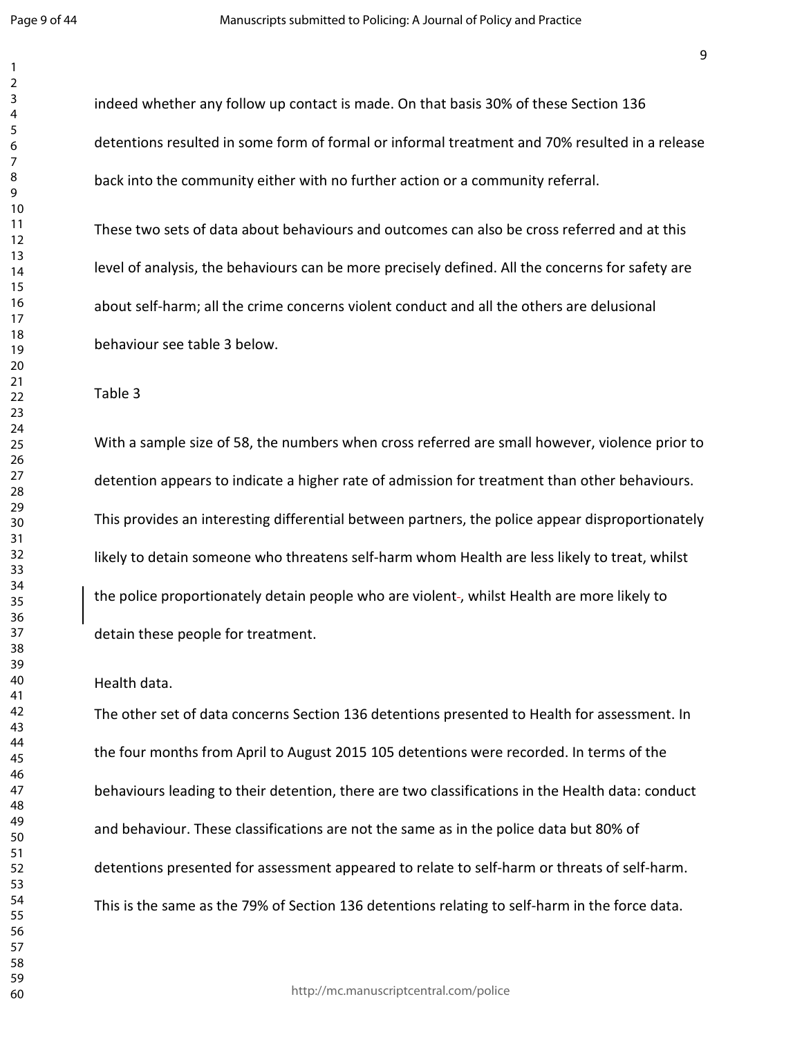indeed whether any follow up contact is made. On that basis 30% of these Section 136 detentions resulted in some form of formal or informal treatment and 70% resulted in a release back into the community either with no further action or a community referral.

These two sets of data about behaviours and outcomes can also be cross referred and at this level of analysis, the behaviours can be more precisely defined. All the concerns for safety are about self-harm; all the crime concerns violent conduct and all the others are delusional behaviour see table 3 below.

Table 3

With a sample size of 58, the numbers when cross referred are small however, violence prior to detention appears to indicate a higher rate of admission for treatment than other behaviours. This provides an interesting differential between partners, the police appear disproportionately likely to detain someone who threatens self-harm whom Health are less likely to treat, whilst the police proportionately detain people who are violent-, whilst Health are more likely to detain these people for treatment.

Health data.

The other set of data concerns Section 136 detentions presented to Health for assessment. In the four months from April to August 2015 105 detentions were recorded. In terms of the behaviours leading to their detention, there are two classifications in the Health data: conduct and behaviour. These classifications are not the same as in the police data but 80% of detentions presented for assessment appeared to relate to self-harm or threats of self-harm. This is the same as the 79% of Section 136 detentions relating to self-harm in the force data.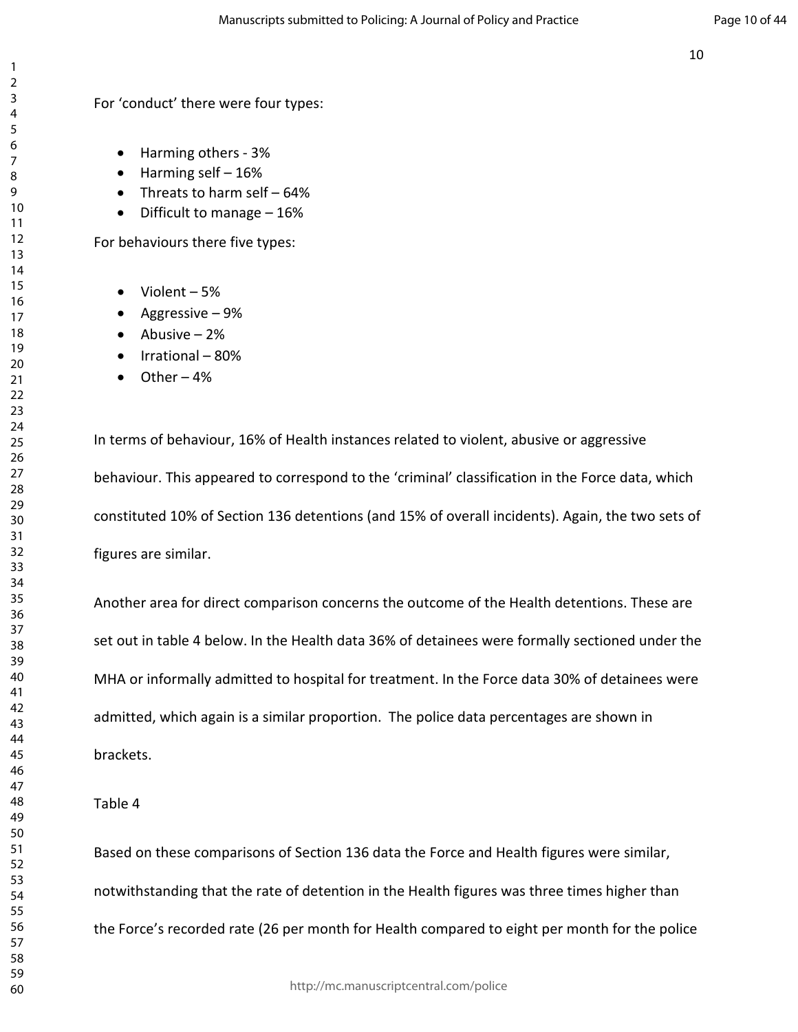For ‘conduct’ there were four types:

- Harming others - 3%
- Harming self – 16%
- Threats to harm self – 64%
- Difficult to manage – 16%

For behaviours there five types:

- Violent – 5%
- Aggressive – 9%
- Abusive – 2%
- Irrational – 80%
- Other – 4%

In terms of behaviour, 16% of Health instances related to violent, abusive or aggressive behaviour. This appeared to correspond to the ‘criminal’ classification in the Force data, which constituted 10% of Section 136 detentions (and 15% of overall incidents). Again, the two sets of figures are similar.

Another area for direct comparison concerns the outcome of the Health detentions. These are set out in table 4 below. In the Health data 36% of detainees were formally sectioned under the MHA or informally admitted to hospital for treatment. In the Force data 30% of detainees were admitted, which again is a similar proportion. The police data percentages are shown in brackets.

Table 4

Based on these comparisons of Section 136 data the Force and Health figures were similar, notwithstanding that the rate of detention in the Health figures was three times higher than the Force’s recorded rate (26 per month for Health compared to eight per month for the police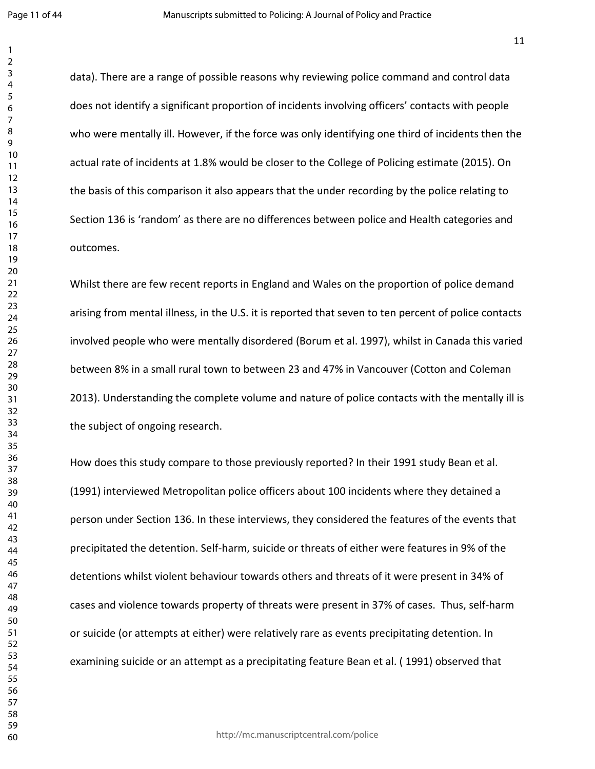data). There are a range of possible reasons why reviewing police command and control data does not identify a significant proportion of incidents involving officers' contacts with people who were mentally ill. However, if the force was only identifying one third of incidents then the actual rate of incidents at 1.8% would be closer to the College of Policing estimate (2015). On the basis of this comparison it also appears that the under recording by the police relating to Section 136 is 'random' as there are no differences between police and Health categories and outcomes.

Whilst there are few recent reports in England and Wales on the proportion of police demand arising from mental illness, in the U.S. it is reported that seven to ten percent of police contacts involved people who were mentally disordered (Borum et al. 1997), whilst in Canada this varied between 8% in a small rural town to between 23 and 47% in Vancouver (Cotton and Coleman 2013). Understanding the complete volume and nature of police contacts with the mentally ill is the subject of ongoing research.

How does this study compare to those previously reported? In their 1991 study Bean et al. (1991) interviewed Metropolitan police officers about 100 incidents where they detained a person under Section 136. In these interviews, they considered the features of the events that precipitated the detention. Self-harm, suicide or threats of either were features in 9% of the detentions whilst violent behaviour towards others and threats of it were present in 34% of cases and violence towards property of threats were present in 37% of cases. Thus, self-harm or suicide (or attempts at either) were relatively rare as events precipitating detention. In examining suicide or an attempt as a precipitating feature Bean et al. ( 1991) observed that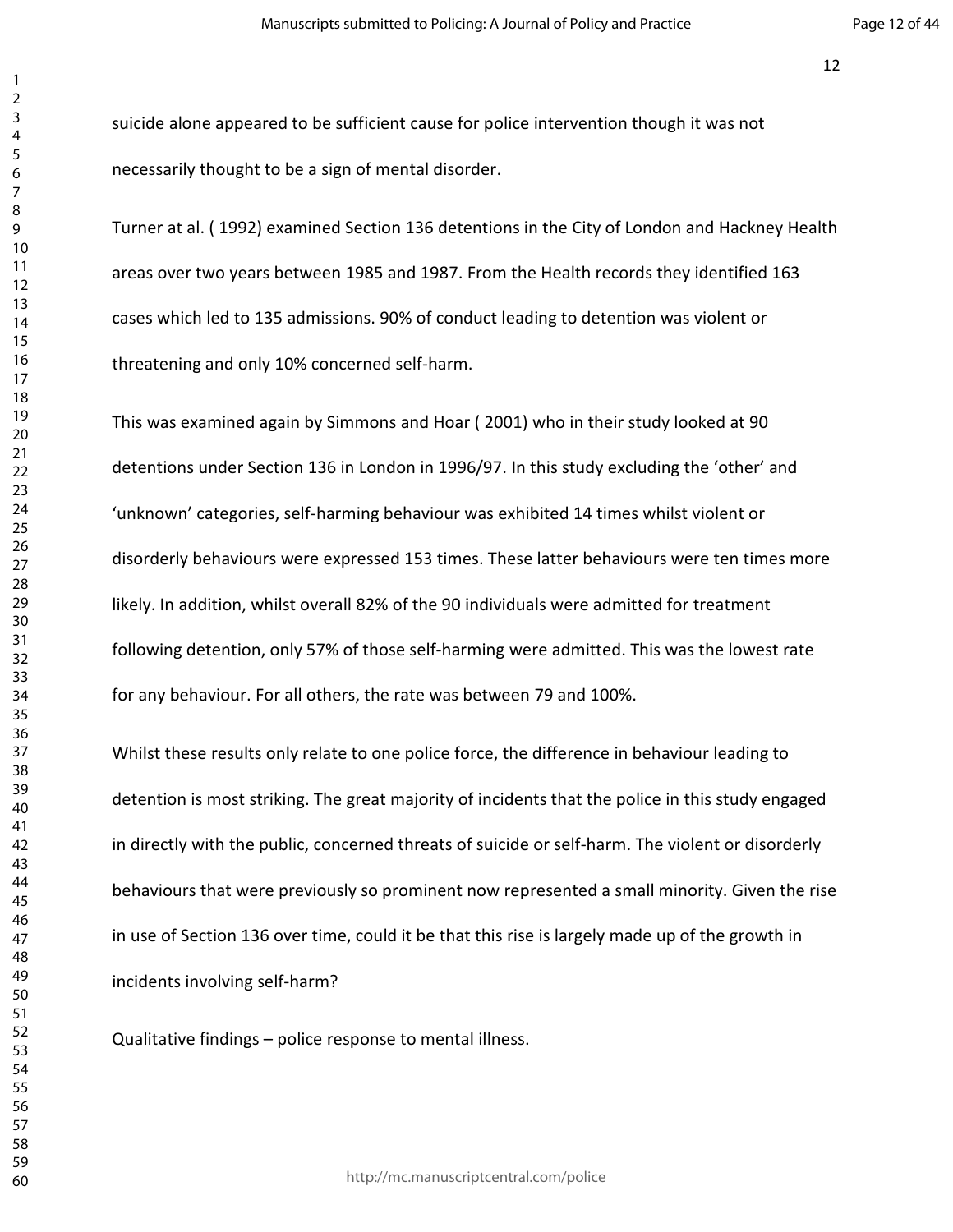suicide alone appeared to be sufficient cause for police intervention though it was not necessarily thought to be a sign of mental disorder.

Turner at al. ( 1992) examined Section 136 detentions in the City of London and Hackney Health areas over two years between 1985 and 1987. From the Health records they identified 163 cases which led to 135 admissions. 90% of conduct leading to detention was violent or threatening and only 10% concerned self-harm.

This was examined again by Simmons and Hoar ( 2001) who in their study looked at 90 detentions under Section 136 in London in 1996/97. In this study excluding the 'other' and 'unknown' categories, self-harming behaviour was exhibited 14 times whilst violent or disorderly behaviours were expressed 153 times. These latter behaviours were ten times more likely. In addition, whilst overall 82% of the 90 individuals were admitted for treatment following detention, only 57% of those self-harming were admitted. This was the lowest rate for any behaviour. For all others, the rate was between 79 and 100%.

Whilst these results only relate to one police force, the difference in behaviour leading to detention is most striking. The great majority of incidents that the police in this study engaged in directly with the public, concerned threats of suicide or self-harm. The violent or disorderly behaviours that were previously so prominent now represented a small minority. Given the rise in use of Section 136 over time, could it be that this rise is largely made up of the growth in incidents involving self-harm?

Qualitative findings – police response to mental illness.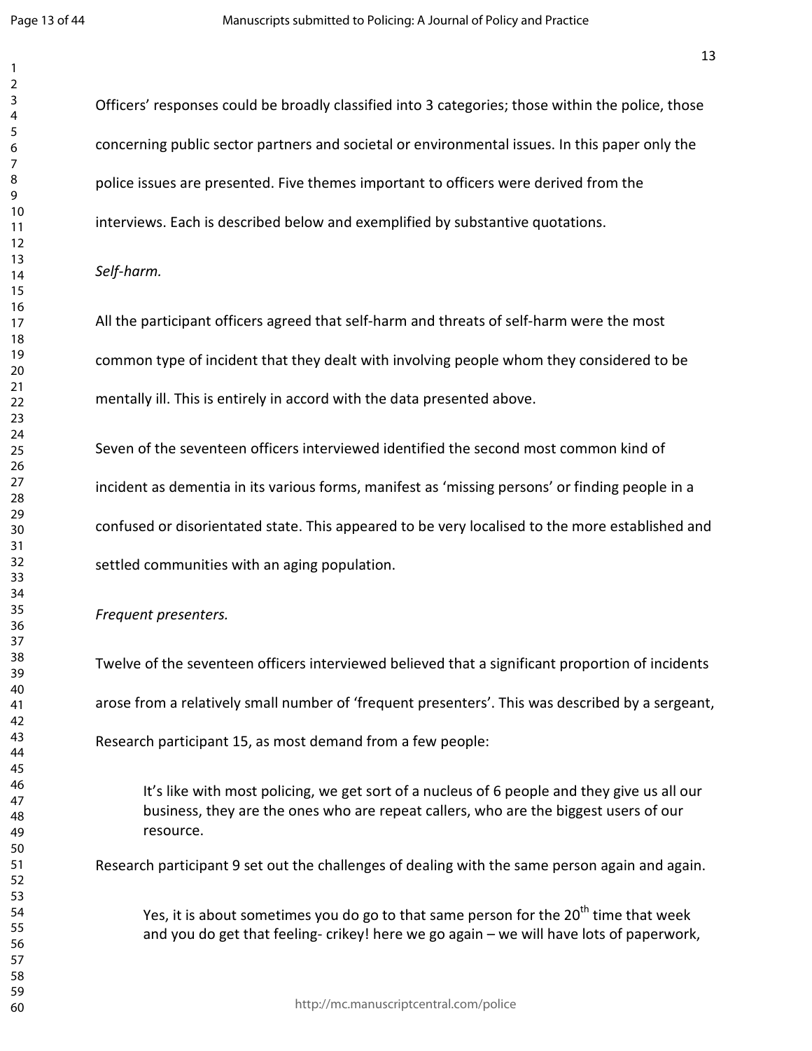Officers' responses could be broadly classified into 3 categories; those within the police, those concerning public sector partners and societal or environmental issues. In this paper only the police issues are presented. Five themes important to officers were derived from the interviews. Each is described below and exemplified by substantive quotations.

*Self-harm.*

All the participant officers agreed that self-harm and threats of self-harm were the most common type of incident that they dealt with involving people whom they considered to be mentally ill. This is entirely in accord with the data presented above.

Seven of the seventeen officers interviewed identified the second most common kind of incident as dementia in its various forms, manifest as 'missing persons' or finding people in a confused or disorientated state. This appeared to be very localised to the more established and settled communities with an aging population.

*Frequent presenters.*

Twelve of the seventeen officers interviewed believed that a significant proportion of incidents arose from a relatively small number of 'frequent presenters'. This was described by a sergeant, Research participant 15, as most demand from a few people:

> It's like with most policing, we get sort of a nucleus of 6 people and they give us all our business, they are the ones who are repeat callers, who are the biggest users of our resource.

Research participant 9 set out the challenges of dealing with the same person again and again.

> Yes, it is about sometimes you do go to that same person for the 20th time that week and you do get that feeling- crikey! here we go again – we will have lots of paperwork,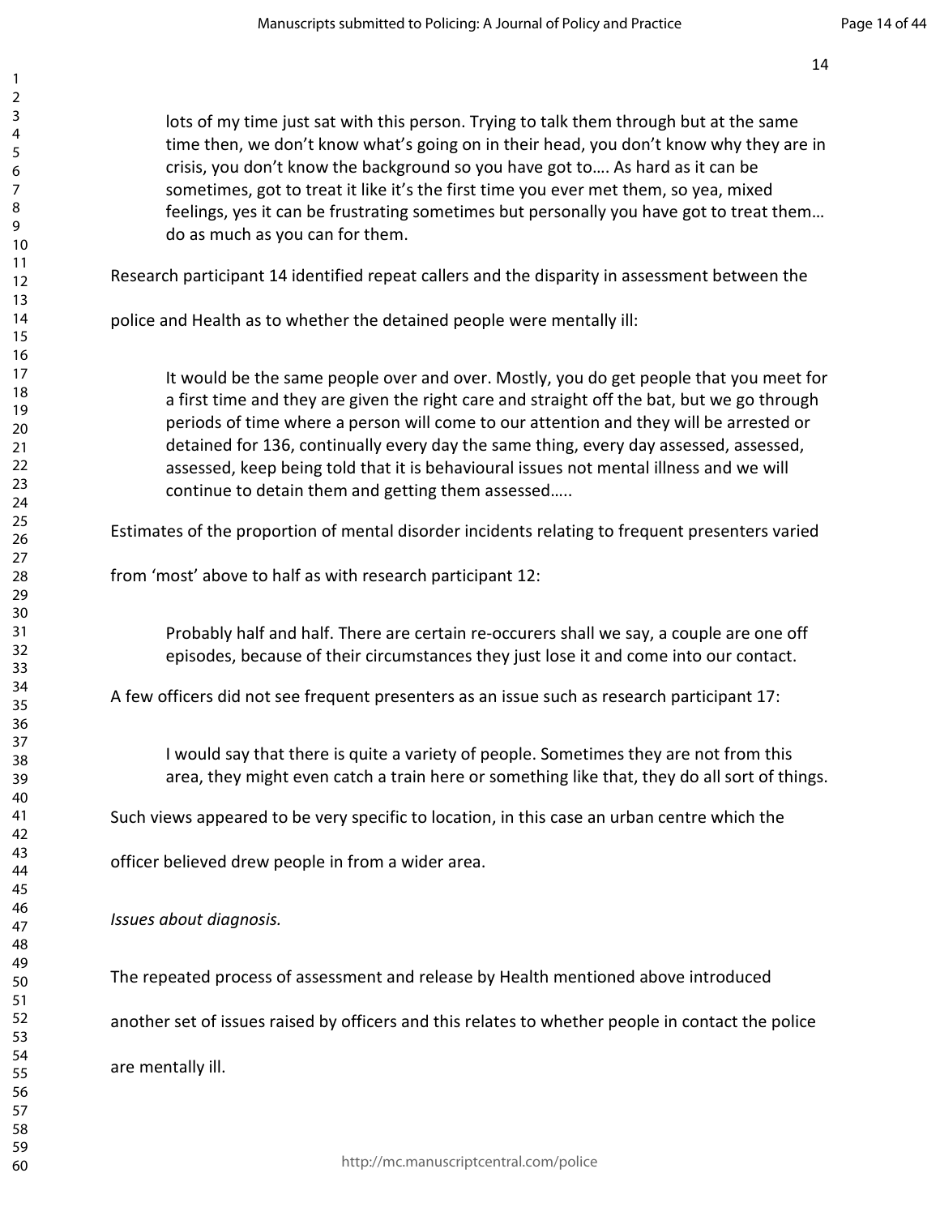> lots of my time just sat with this person. Trying to talk them through but at the same time then, we don't know what's going on in their head, you don't know why they are in crisis, you don't know the background so you have got to…. As hard as it can be sometimes, got to treat it like it's the first time you ever met them, so yea, mixed feelings, yes it can be frustrating sometimes but personally you have got to treat them… do as much as you can for them.

Research participant 14 identified repeat callers and the disparity in assessment between the police and Health as to whether the detained people were mentally ill:

> It would be the same people over and over. Mostly, you do get people that you meet for a first time and they are given the right care and straight off the bat, but we go through periods of time where a person will come to our attention and they will be arrested or detained for 136, continually every day the same thing, every day assessed, assessed, assessed, keep being told that it is behavioural issues not mental illness and we will continue to detain them and getting them assessed…..

Estimates of the proportion of mental disorder incidents relating to frequent presenters varied from 'most' above to half as with research participant 12:

> Probably half and half. There are certain re-occurers shall we say, a couple are one off episodes, because of their circumstances they just lose it and come into our contact.

A few officers did not see frequent presenters as an issue such as research participant 17:

> I would say that there is quite a variety of people. Sometimes they are not from this area, they might even catch a train here or something like that, they do all sort of things.

Such views appeared to be very specific to location, in this case an urban centre which the officer believed drew people in from a wider area.

*Issues about diagnosis.*

The repeated process of assessment and release by Health mentioned above introduced another set of issues raised by officers and this relates to whether people in contact the police are mentally ill.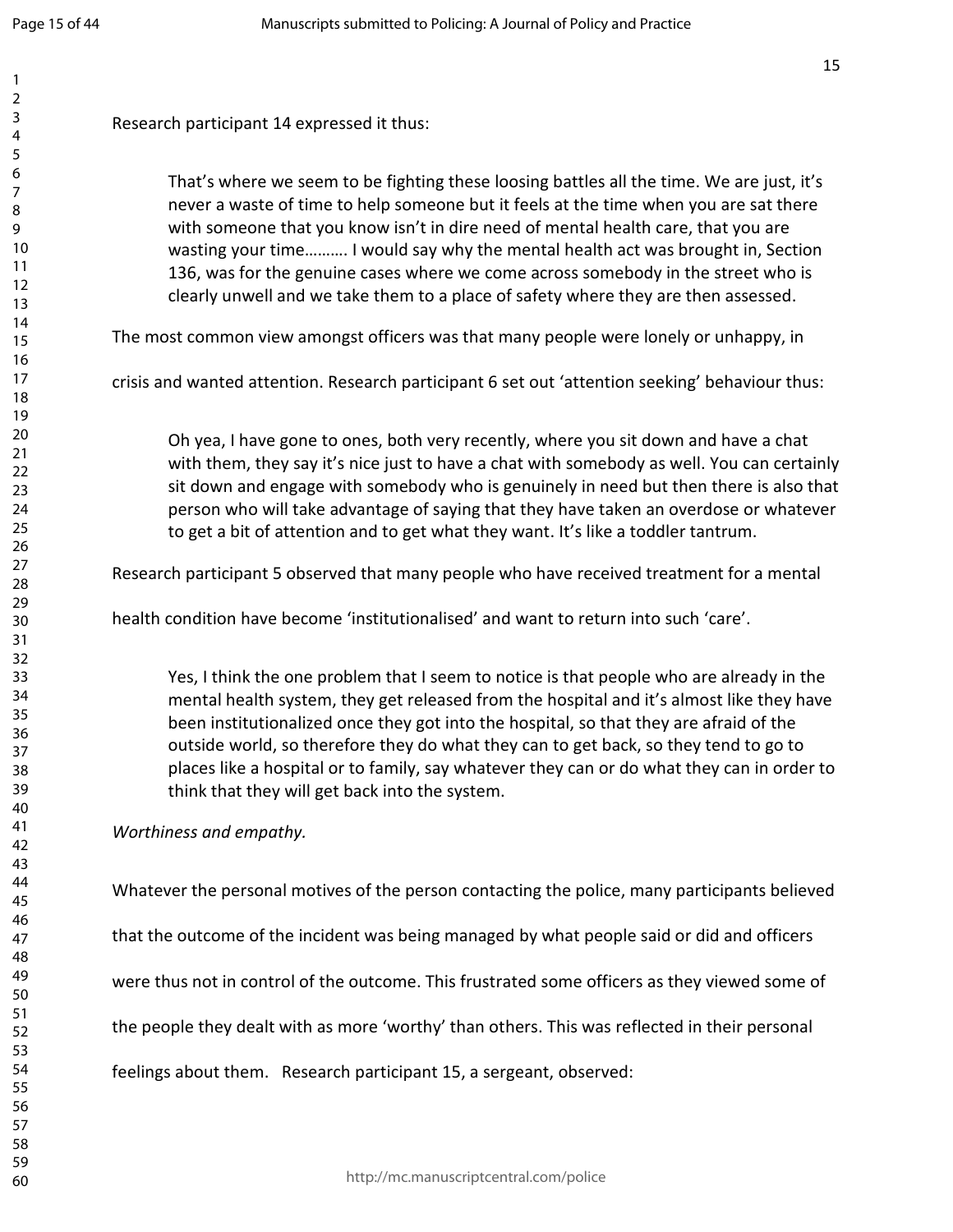Research participant 14 expressed it thus:

> That's where we seem to be fighting these loosing battles all the time. We are just, it's never a waste of time to help someone but it feels at the time when you are sat there with someone that you know isn't in dire need of mental health care, that you are wasting your time………. I would say why the mental health act was brought in, Section 136, was for the genuine cases where we come across somebody in the street who is clearly unwell and we take them to a place of safety where they are then assessed.

The most common view amongst officers was that many people were lonely or unhappy, in crisis and wanted attention. Research participant 6 set out 'attention seeking' behaviour thus:

> Oh yea, I have gone to ones, both very recently, where you sit down and have a chat with them, they say it's nice just to have a chat with somebody as well. You can certainly sit down and engage with somebody who is genuinely in need but then there is also that person who will take advantage of saying that they have taken an overdose or whatever to get a bit of attention and to get what they want. It's like a toddler tantrum.

Research participant 5 observed that many people who have received treatment for a mental health condition have become 'institutionalised' and want to return into such 'care'.

> Yes, I think the one problem that I seem to notice is that people who are already in the mental health system, they get released from the hospital and it's almost like they have been institutionalized once they got into the hospital, so that they are afraid of the outside world, so therefore they do what they can to get back, so they tend to go to places like a hospital or to family, say whatever they can or do what they can in order to think that they will get back into the system.

*Worthiness and empathy.*

Whatever the personal motives of the person contacting the police, many participants believed that the outcome of the incident was being managed by what people said or did and officers were thus not in control of the outcome. This frustrated some officers as they viewed some of the people they dealt with as more 'worthy' than others. This was reflected in their personal feelings about them. Research participant 15, a sergeant, observed: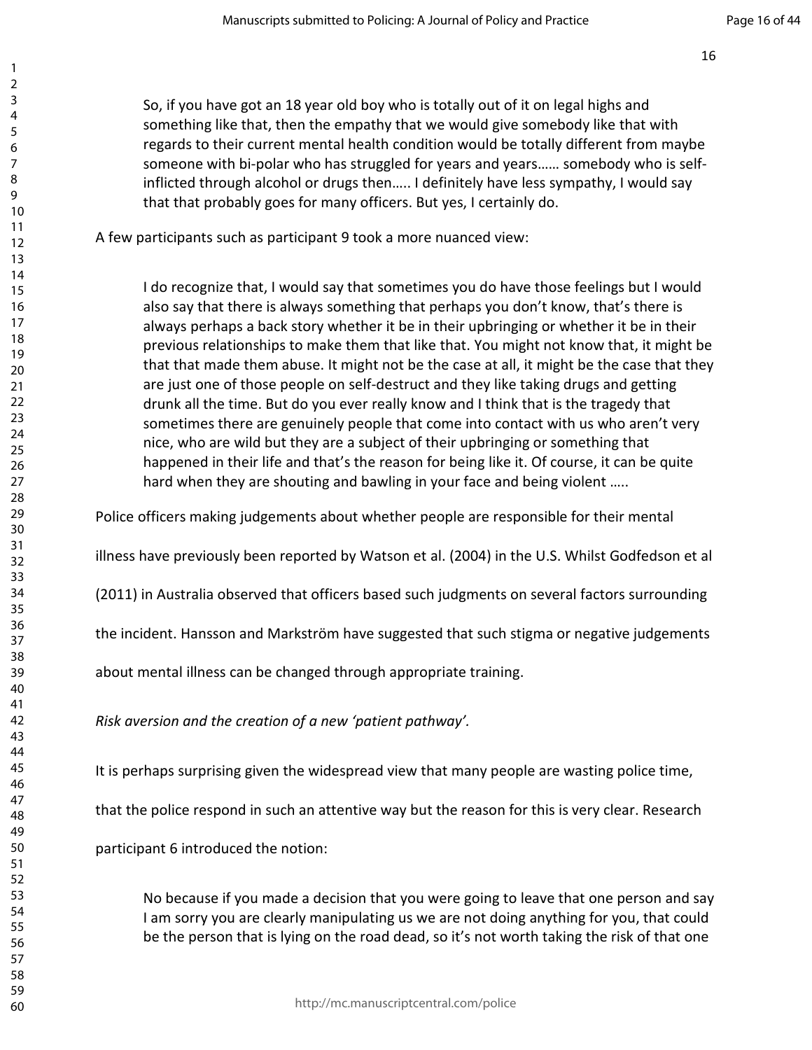So, if you have got an 18 year old boy who is totally out of it on legal highs and something like that, then the empathy that we would give somebody like that with regards to their current mental health condition would be totally different from maybe someone with bi-polar who has struggled for years and years…… somebody who is self-inflicted through alcohol or drugs then….. I definitely have less sympathy, I would say that that probably goes for many officers. But yes, I certainly do.

A few participants such as participant 9 took a more nuanced view:

> I do recognize that, I would say that sometimes you do have those feelings but I would also say that there is always something that perhaps you don't know, that's there is always perhaps a back story whether it be in their upbringing or whether it be in their previous relationships to make them that like that. You might not know that, it might be that that made them abuse. It might not be the case at all, it might be the case that they are just one of those people on self-destruct and they like taking drugs and getting drunk all the time. But do you ever really know and I think that is the tragedy that sometimes there are genuinely people that come into contact with us who aren't very nice, who are wild but they are a subject of their upbringing or something that happened in their life and that's the reason for being like it. Of course, it can be quite hard when they are shouting and bawling in your face and being violent …..

Police officers making judgements about whether people are responsible for their mental illness have previously been reported by Watson et al. (2004) in the U.S. Whilst Godfedson et al (2011) in Australia observed that officers based such judgments on several factors surrounding the incident. Hansson and Markström have suggested that such stigma or negative judgements about mental illness can be changed through appropriate training.

*Risk aversion and the creation of a new 'patient pathway'.*

It is perhaps surprising given the widespread view that many people are wasting police time, that the police respond in such an attentive way but the reason for this is very clear. Research participant 6 introduced the notion:

> No because if you made a decision that you were going to leave that one person and say I am sorry you are clearly manipulating us we are not doing anything for you, that could be the person that is lying on the road dead, so it's not worth taking the risk of that one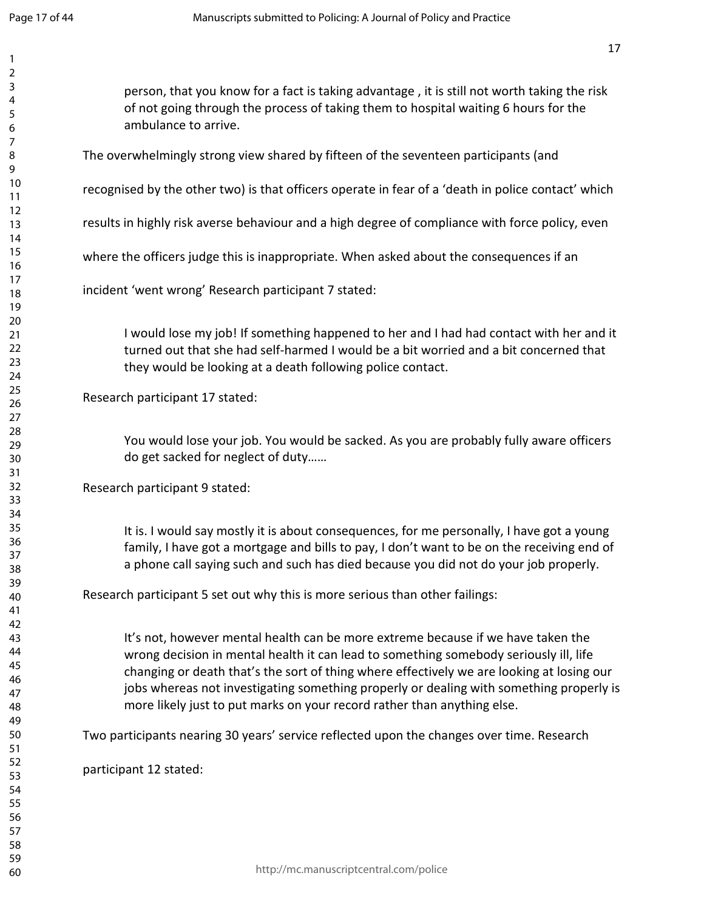> person, that you know for a fact is taking advantage , it is still not worth taking the risk of not going through the process of taking them to hospital waiting 6 hours for the ambulance to arrive.

The overwhelmingly strong view shared by fifteen of the seventeen participants (and recognised by the other two) is that officers operate in fear of a 'death in police contact' which results in highly risk averse behaviour and a high degree of compliance with force policy, even where the officers judge this is inappropriate. When asked about the consequences if an incident 'went wrong' Research participant 7 stated:

> I would lose my job! If something happened to her and I had had contact with her and it turned out that she had self-harmed I would be a bit worried and a bit concerned that they would be looking at a death following police contact.

Research participant 17 stated:

> You would lose your job. You would be sacked. As you are probably fully aware officers do get sacked for neglect of duty……

Research participant 9 stated:

> It is. I would say mostly it is about consequences, for me personally, I have got a young family, I have got a mortgage and bills to pay, I don't want to be on the receiving end of a phone call saying such and such has died because you did not do your job properly.

Research participant 5 set out why this is more serious than other failings:

> It's not, however mental health can be more extreme because if we have taken the wrong decision in mental health it can lead to something somebody seriously ill, life changing or death that's the sort of thing where effectively we are looking at losing our jobs whereas not investigating something properly or dealing with something properly is more likely just to put marks on your record rather than anything else.

Two participants nearing 30 years' service reflected upon the changes over time. Research participant 12 stated: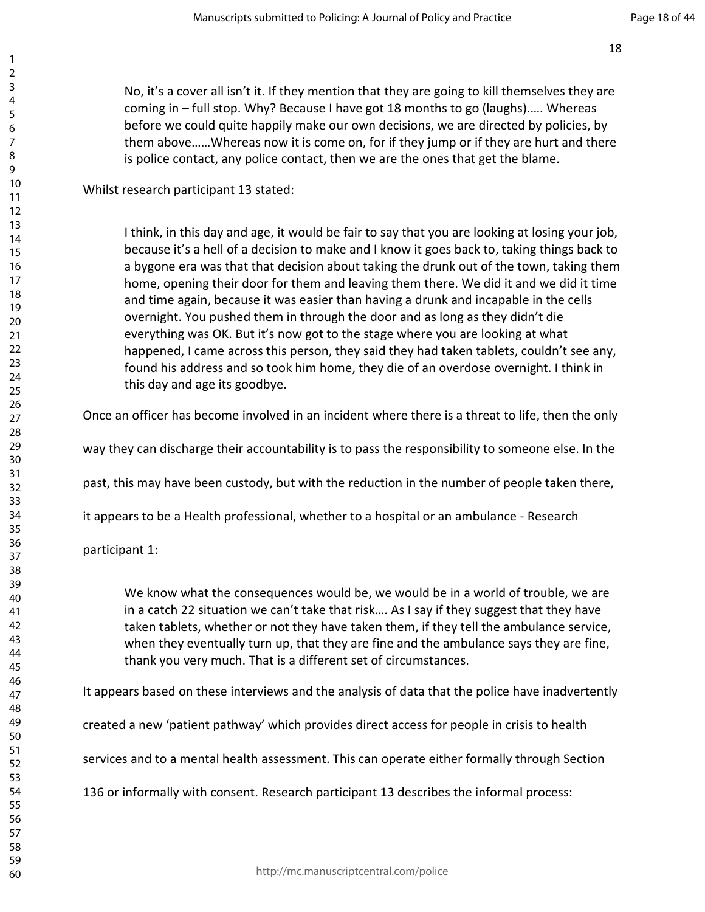> No, it's a cover all isn't it. If they mention that they are going to kill themselves they are coming in – full stop. Why? Because I have got 18 months to go (laughs)….. Whereas before we could quite happily make our own decisions, we are directed by policies, by them above……Whereas now it is come on, for if they jump or if they are hurt and there is police contact, any police contact, then we are the ones that get the blame.

Whilst research participant 13 stated:

> I think, in this day and age, it would be fair to say that you are looking at losing your job, because it's a hell of a decision to make and I know it goes back to, taking things back to a bygone era was that that decision about taking the drunk out of the town, taking them home, opening their door for them and leaving them there. We did it and we did it time and time again, because it was easier than having a drunk and incapable in the cells overnight. You pushed them in through the door and as long as they didn't die everything was OK. But it's now got to the stage where you are looking at what happened, I came across this person, they said they had taken tablets, couldn't see any, found his address and so took him home, they die of an overdose overnight. I think in this day and age its goodbye.

Once an officer has become involved in an incident where there is a threat to life, then the only way they can discharge their accountability is to pass the responsibility to someone else. In the past, this may have been custody, but with the reduction in the number of people taken there, it appears to be a Health professional, whether to a hospital or an ambulance - Research participant 1:

> We know what the consequences would be, we would be in a world of trouble, we are in a catch 22 situation we can't take that risk…. As I say if they suggest that they have taken tablets, whether or not they have taken them, if they tell the ambulance service, when they eventually turn up, that they are fine and the ambulance says they are fine, thank you very much. That is a different set of circumstances.

It appears based on these interviews and the analysis of data that the police have inadvertently created a new 'patient pathway' which provides direct access for people in crisis to health services and to a mental health assessment. This can operate either formally through Section 136 or informally with consent. Research participant 13 describes the informal process: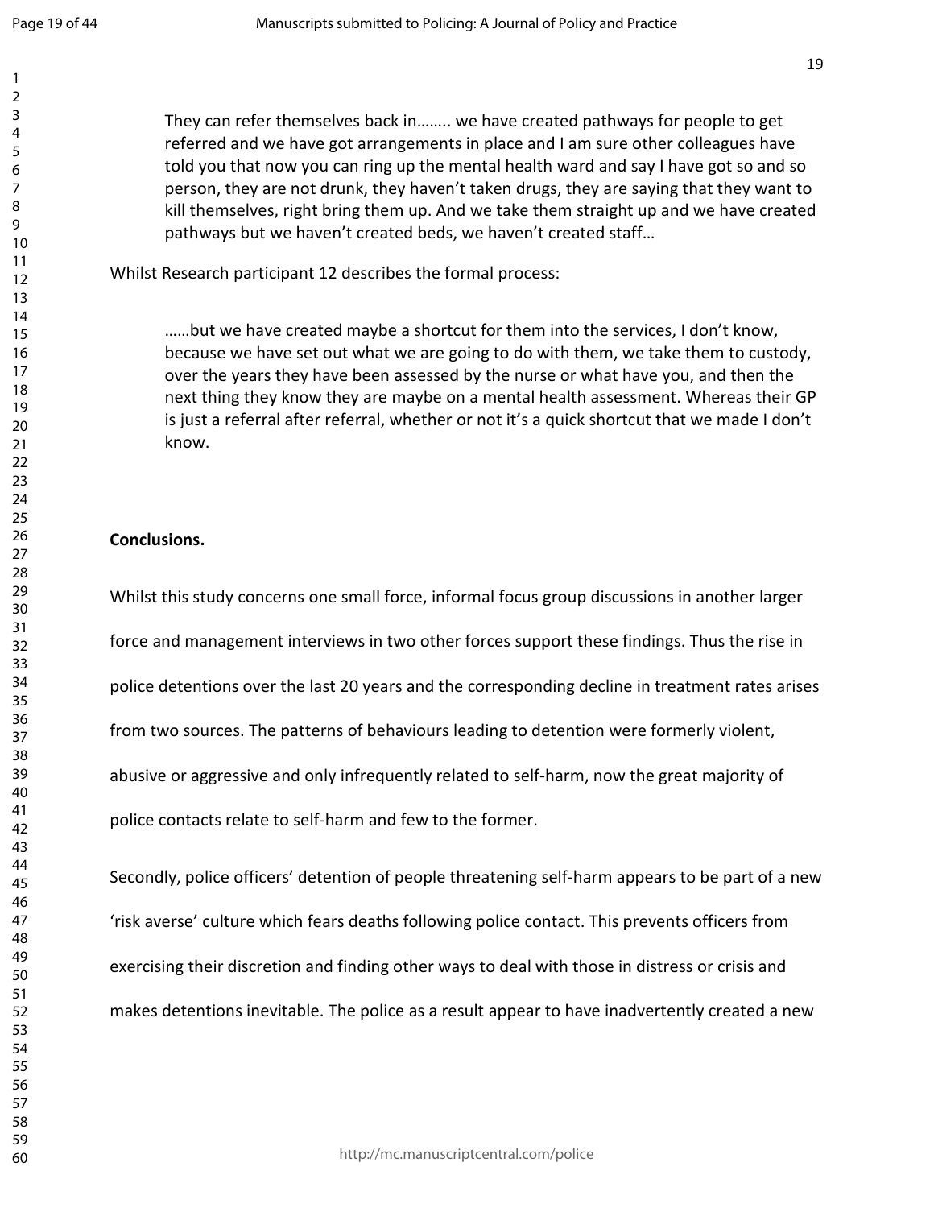> They can refer themselves back in…….. we have created pathways for people to get referred and we have got arrangements in place and I am sure other colleagues have told you that now you can ring up the mental health ward and say I have got so and so person, they are not drunk, they haven't taken drugs, they are saying that they want to kill themselves, right bring them up. And we take them straight up and we have created pathways but we haven't created beds, we haven't created staff…

Whilst Research participant 12 describes the formal process:

> ……but we have created maybe a shortcut for them into the services, I don't know, because we have set out what we are going to do with them, we take them to custody, over the years they have been assessed by the nurse or what have you, and then the next thing they know they are maybe on a mental health assessment. Whereas their GP is just a referral after referral, whether or not it's a quick shortcut that we made I don't know.

**Conclusions.**

Whilst this study concerns one small force, informal focus group discussions in another larger force and management interviews in two other forces support these findings. Thus the rise in police detentions over the last 20 years and the corresponding decline in treatment rates arises from two sources. The patterns of behaviours leading to detention were formerly violent, abusive or aggressive and only infrequently related to self-harm, now the great majority of police contacts relate to self-harm and few to the former.

Secondly, police officers' detention of people threatening self-harm appears to be part of a new 'risk averse' culture which fears deaths following police contact. This prevents officers from exercising their discretion and finding other ways to deal with those in distress or crisis and makes detentions inevitable. The police as a result appear to have inadvertently created a new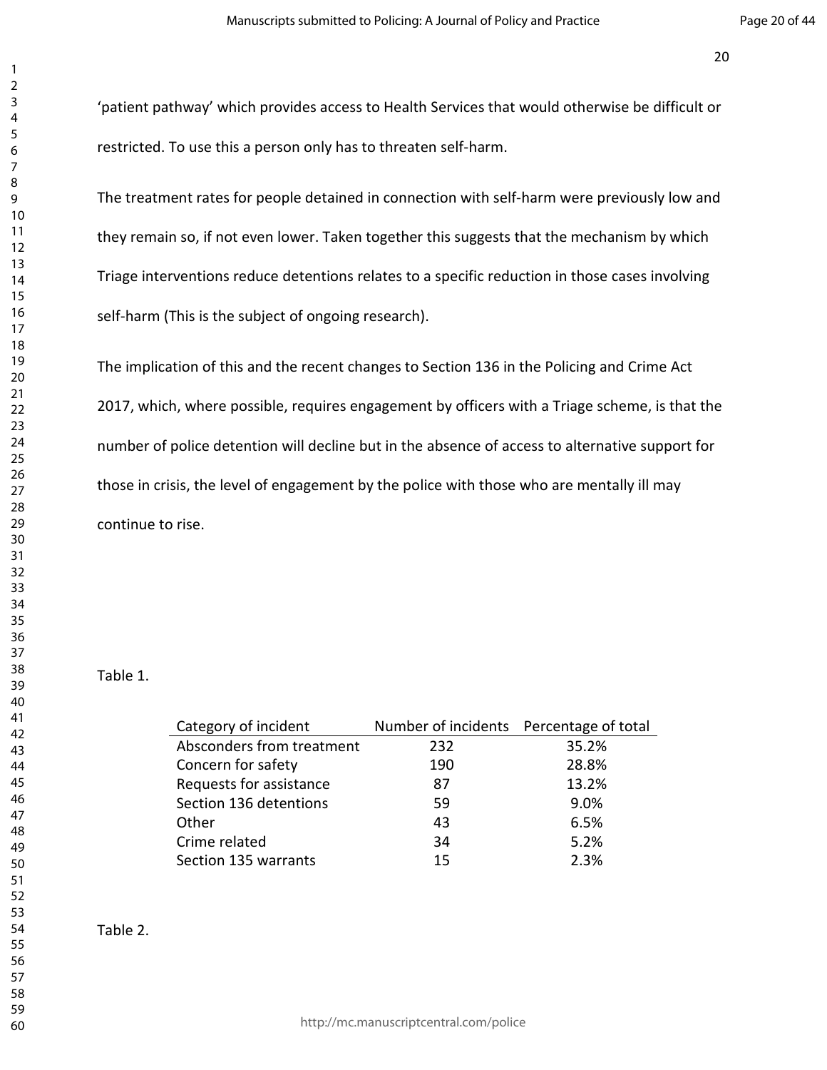'patient pathway' which provides access to Health Services that would otherwise be difficult or restricted. To use this a person only has to threaten self-harm.

The treatment rates for people detained in connection with self-harm were previously low and they remain so, if not even lower. Taken together this suggests that the mechanism by which Triage interventions reduce detentions relates to a specific reduction in those cases involving self-harm (This is the subject of ongoing research).

The implication of this and the recent changes to Section 136 in the Policing and Crime Act 2017, which, where possible, requires engagement by officers with a Triage scheme, is that the number of police detention will decline but in the absence of access to alternative support for those in crisis, the level of engagement by the police with those who are mentally ill may continue to rise.

Table 1.

| Category of incident | Number of incidents | Percentage of total |
|---|---|---|
| Absconders from treatment | 232 | 35.2% |
| Concern for safety | 190 | 28.8% |
| Requests for assistance | 87 | 13.2% |
| Section 136 detentions | 59 | 9.0% |
| Other | 43 | 6.5% |
| Crime related | 34 | 5.2% |
| Section 135 warrants | 15 | 2.3% |

Table 2.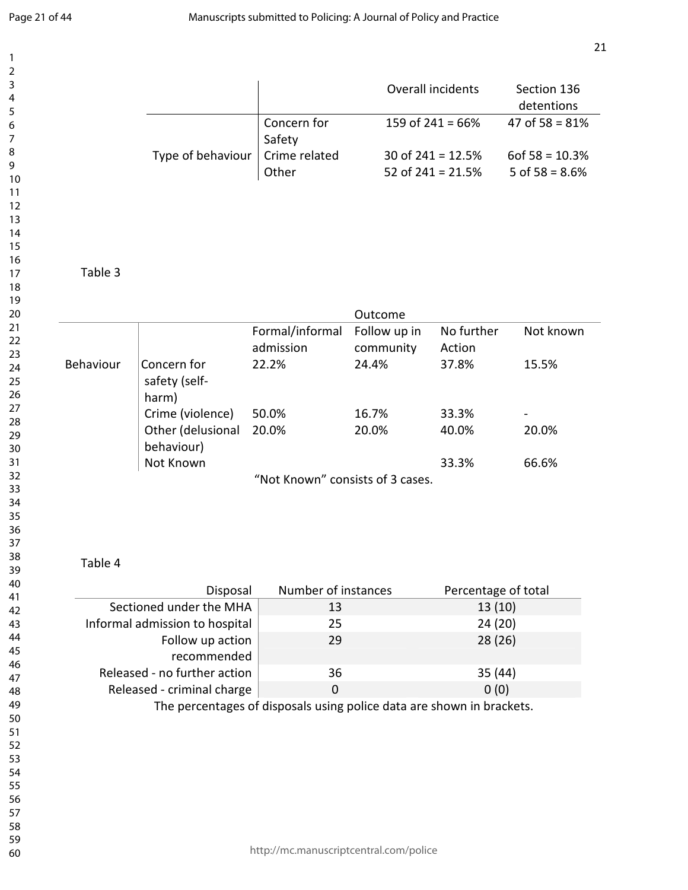| | | Overall incidents | Section 136 detentions |
|---|---|---|---|
| Type of behaviour | Concern for Safety | 159 of 241 = 66% | 47 of 58 = 81% |
| | Crime related | 30 of 241 = 12.5% | 6of 58 = 10.3% |
| | Other | 52 of 241 = 21.5% | 5 of 58 = 8.6% |

Table 3

| | | Outcome | | | |
|---|---|---|---|---|---|
| | | Formal/informal admission | Follow up in community | No further Action | Not known |
| Behaviour | Concern for safety (self-harm) | 22.2% | 24.4% | 37.8% | 15.5% |
| | Crime (violence) | 50.0% | 16.7% | 33.3% | - |
| | Other (delusional behaviour) | 20.0% | 20.0% | 40.0% | 20.0% |
| | Not Known | | | 33.3% | 66.6% |

"Not Known" consists of 3 cases.

Table 4

| Disposal | Number of instances | Percentage of total |
|---|---|---|
| Sectioned under the MHA | 13 | 13 (10) |
| Informal admission to hospital | 25 | 24 (20) |
| Follow up action recommended | 29 | 28 (26) |
| Released - no further action | 36 | 35 (44) |
| Released - criminal charge | 0 | 0 (0) |

The percentages of disposals using police data are shown in brackets.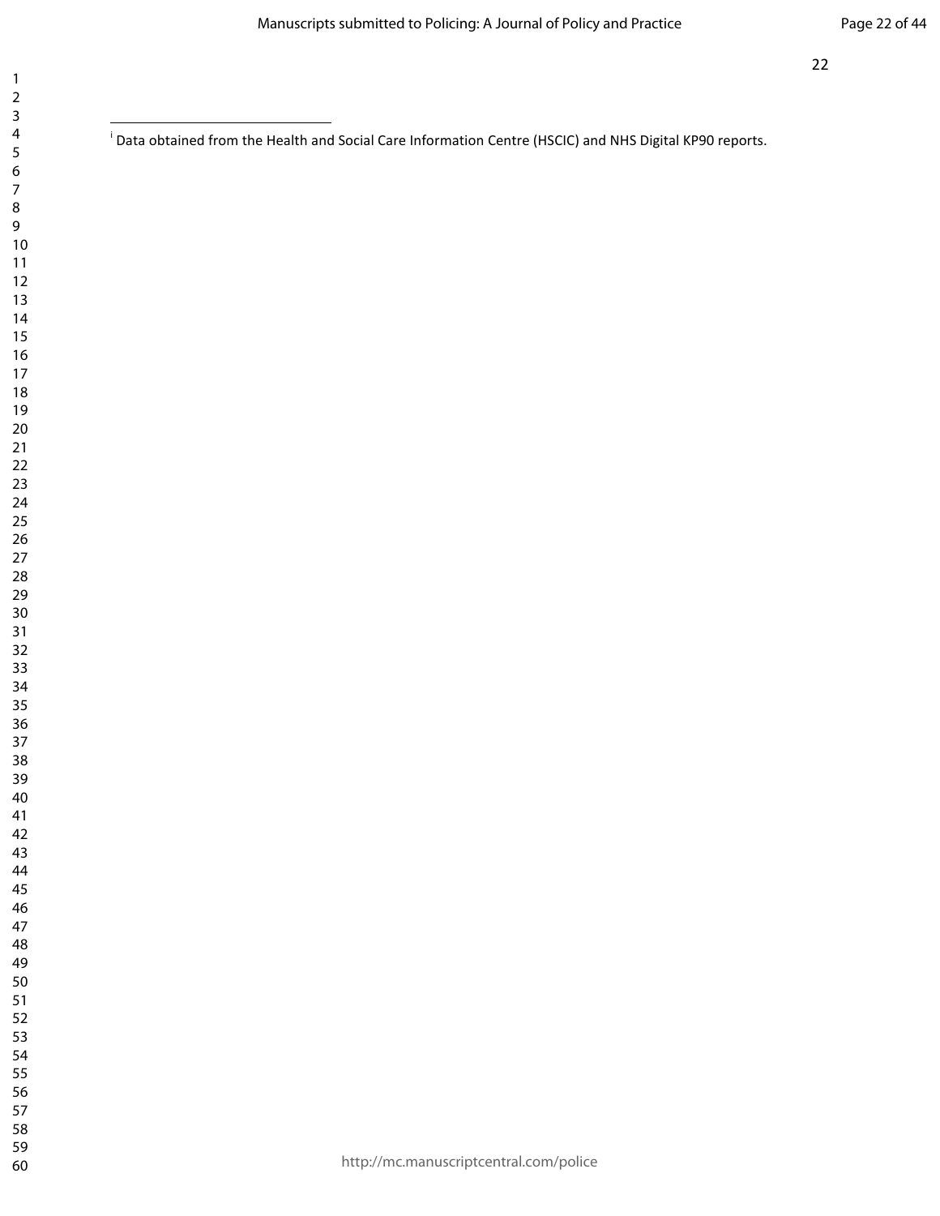[i] Data obtained from the Health and Social Care Information Centre (HSCIC) and NHS Digital KP90 reports.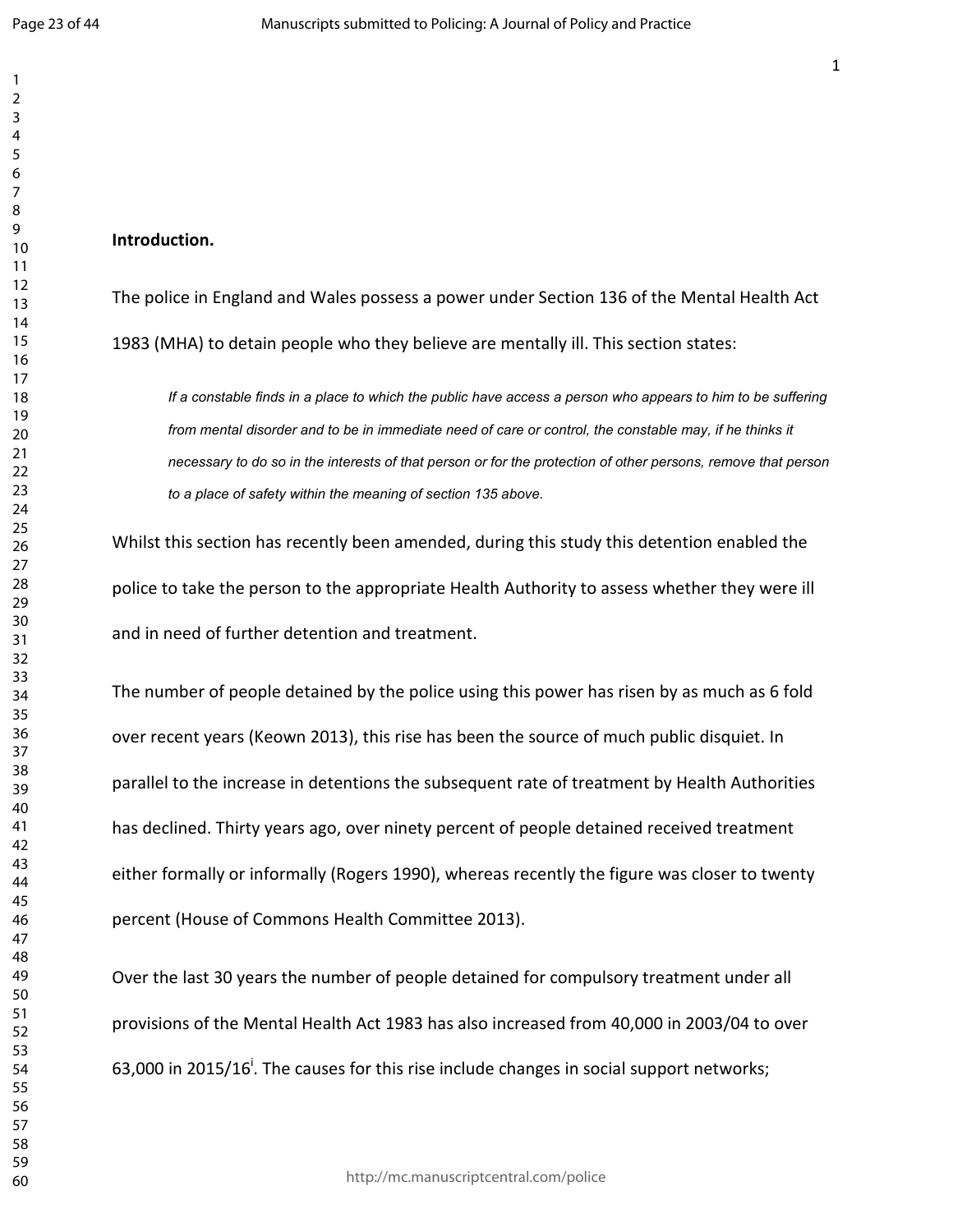**Introduction.**

The police in England and Wales possess a power under Section 136 of the Mental Health Act 1983 (MHA) to detain people who they believe are mentally ill. This section states:

> *If a constable finds in a place to which the public have access a person who appears to him to be suffering from mental disorder and to be in immediate need of care or control, the constable may, if he thinks it necessary to do so in the interests of that person or for the protection of other persons, remove that person to a place of safety within the meaning of section 135 above.*

Whilst this section has recently been amended, during this study this detention enabled the police to take the person to the appropriate Health Authority to assess whether they were ill and in need of further detention and treatment.

The number of people detained by the police using this power has risen by as much as 6 fold over recent years (Keown 2013), this rise has been the source of much public disquiet. In parallel to the increase in detentions the subsequent rate of treatment by Health Authorities has declined. Thirty years ago, over ninety percent of people detained received treatment either formally or informally (Rogers 1990), whereas recently the figure was closer to twenty percent (House of Commons Health Committee 2013).

Over the last 30 years the number of people detained for compulsory treatment under all provisions of the Mental Health Act 1983 has also increased from 40,000 in 2003/04 to over 63,000 in 2015/16[i]. The causes for this rise include changes in social support networks;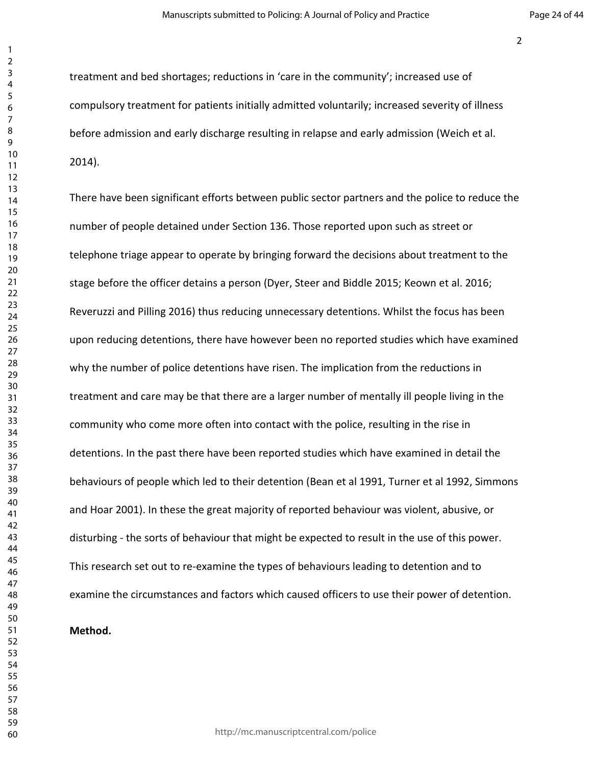treatment and bed shortages; reductions in 'care in the community'; increased use of compulsory treatment for patients initially admitted voluntarily; increased severity of illness before admission and early discharge resulting in relapse and early admission (Weich et al. 2014).

There have been significant efforts between public sector partners and the police to reduce the number of people detained under Section 136. Those reported upon such as street or telephone triage appear to operate by bringing forward the decisions about treatment to the stage before the officer detains a person (Dyer, Steer and Biddle 2015; Keown et al. 2016; Reveruzzi and Pilling 2016) thus reducing unnecessary detentions. Whilst the focus has been upon reducing detentions, there have however been no reported studies which have examined why the number of police detentions have risen. The implication from the reductions in treatment and care may be that there are a larger number of mentally ill people living in the community who come more often into contact with the police, resulting in the rise in detentions. In the past there have been reported studies which have examined in detail the behaviours of people which led to their detention (Bean et al 1991, Turner et al 1992, Simmons and Hoar 2001). In these the great majority of reported behaviour was violent, abusive, or disturbing - the sorts of behaviour that might be expected to result in the use of this power. This research set out to re-examine the types of behaviours leading to detention and to examine the circumstances and factors which caused officers to use their power of detention.

**Method.**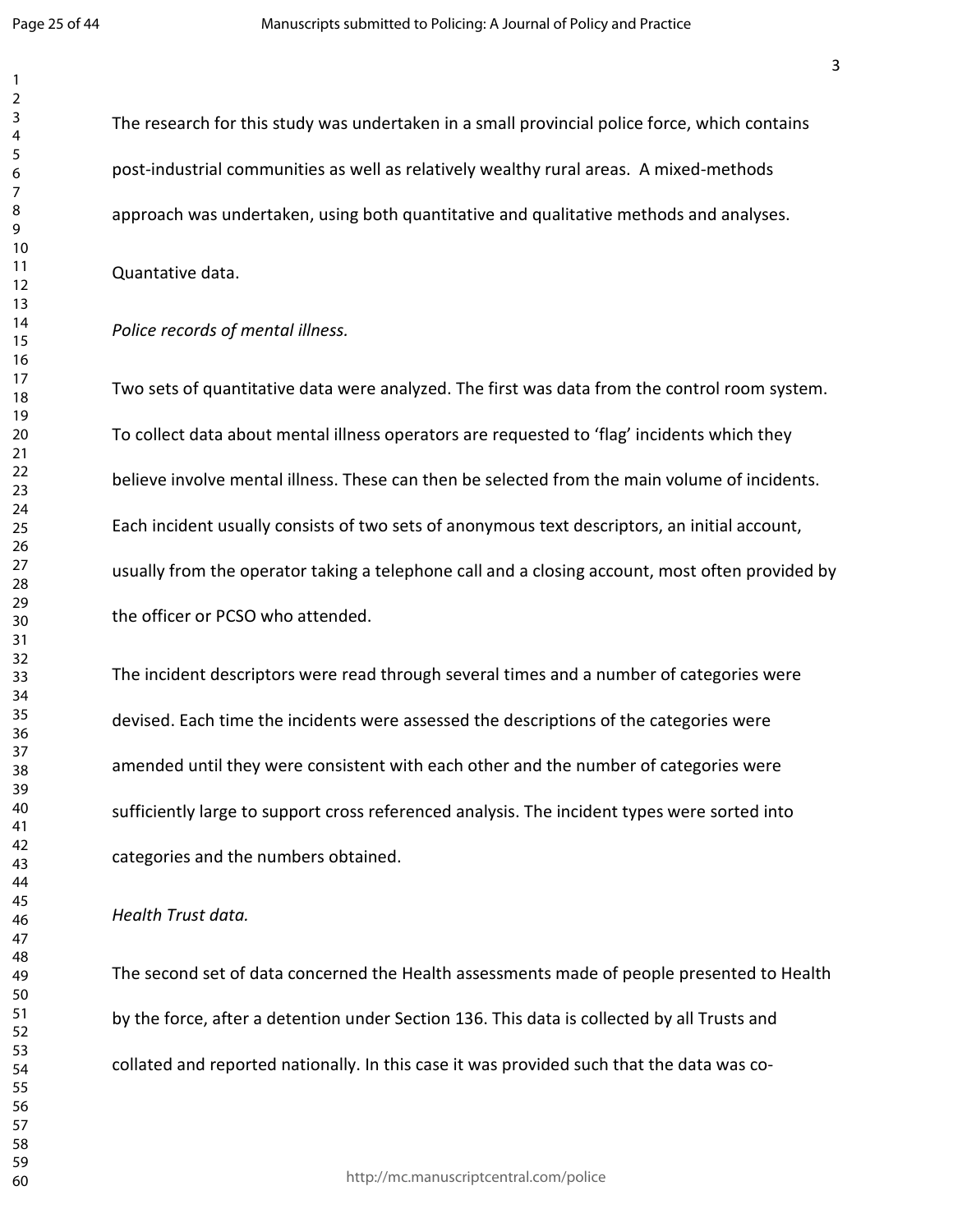The research for this study was undertaken in a small provincial police force, which contains post-industrial communities as well as relatively wealthy rural areas. A mixed-methods approach was undertaken, using both quantitative and qualitative methods and analyses.

Quantative data.

*Police records of mental illness.*

Two sets of quantitative data were analyzed. The first was data from the control room system. To collect data about mental illness operators are requested to 'flag' incidents which they believe involve mental illness. These can then be selected from the main volume of incidents. Each incident usually consists of two sets of anonymous text descriptors, an initial account, usually from the operator taking a telephone call and a closing account, most often provided by the officer or PCSO who attended.

The incident descriptors were read through several times and a number of categories were devised. Each time the incidents were assessed the descriptions of the categories were amended until they were consistent with each other and the number of categories were sufficiently large to support cross referenced analysis. The incident types were sorted into categories and the numbers obtained.

*Health Trust data.*

The second set of data concerned the Health assessments made of people presented to Health by the force, after a detention under Section 136. This data is collected by all Trusts and collated and reported nationally. In this case it was provided such that the data was co-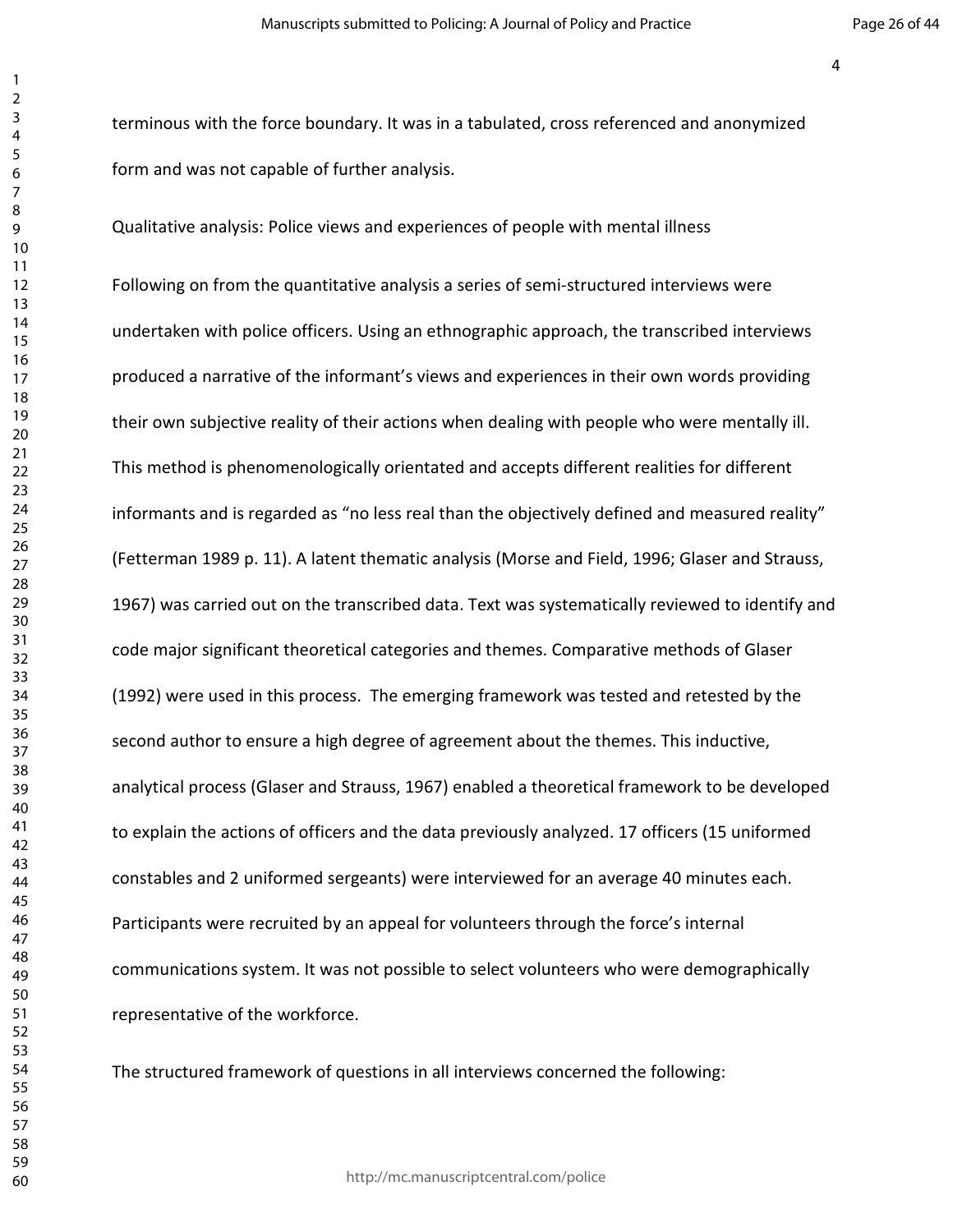terminous with the force boundary. It was in a tabulated, cross referenced and anonymized form and was not capable of further analysis.

Qualitative analysis: Police views and experiences of people with mental illness

Following on from the quantitative analysis a series of semi-structured interviews were undertaken with police officers. Using an ethnographic approach, the transcribed interviews produced a narrative of the informant's views and experiences in their own words providing their own subjective reality of their actions when dealing with people who were mentally ill. This method is phenomenologically orientated and accepts different realities for different informants and is regarded as "no less real than the objectively defined and measured reality" (Fetterman 1989 p. 11). A latent thematic analysis (Morse and Field, 1996; Glaser and Strauss, 1967) was carried out on the transcribed data. Text was systematically reviewed to identify and code major significant theoretical categories and themes. Comparative methods of Glaser (1992) were used in this process. The emerging framework was tested and retested by the second author to ensure a high degree of agreement about the themes. This inductive, analytical process (Glaser and Strauss, 1967) enabled a theoretical framework to be developed to explain the actions of officers and the data previously analyzed. 17 officers (15 uniformed constables and 2 uniformed sergeants) were interviewed for an average 40 minutes each. Participants were recruited by an appeal for volunteers through the force's internal communications system. It was not possible to select volunteers who were demographically representative of the workforce.

The structured framework of questions in all interviews concerned the following: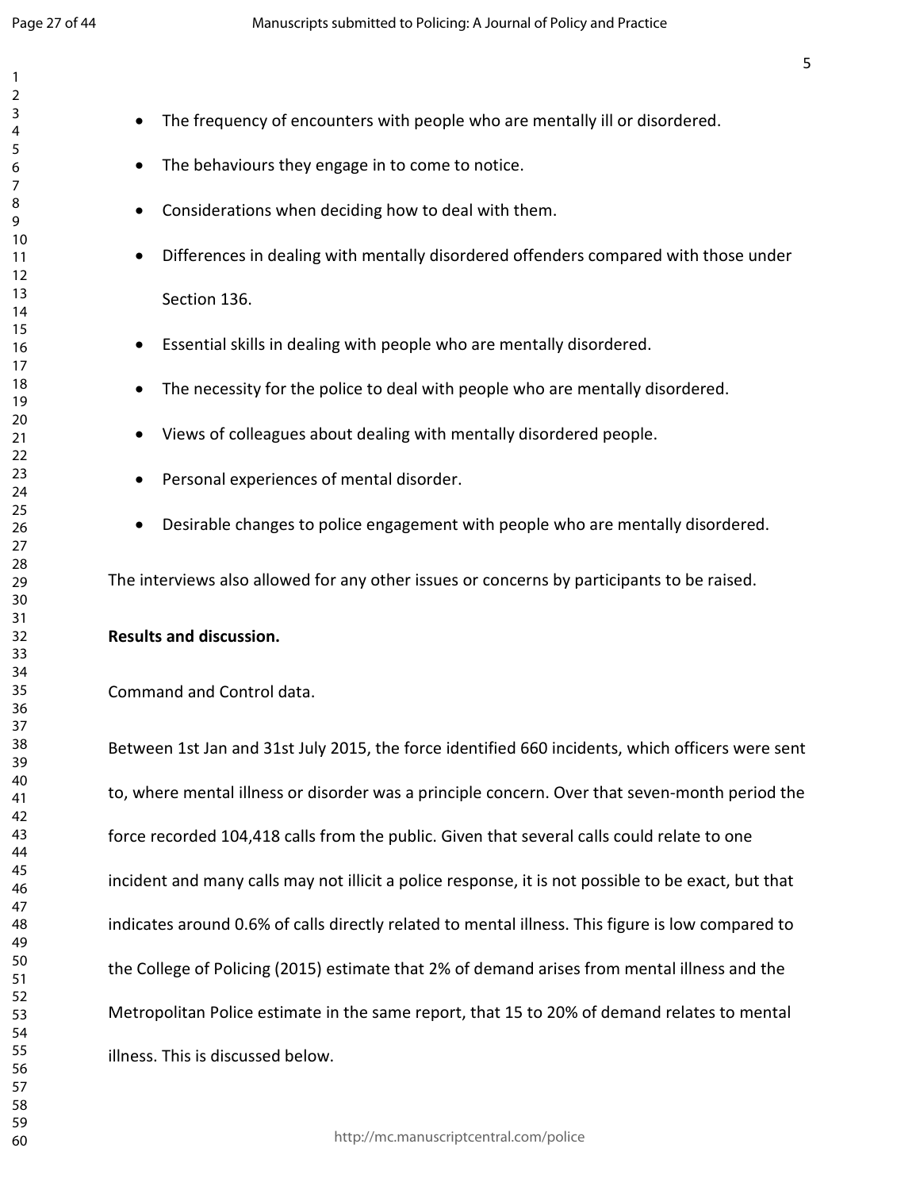- The frequency of encounters with people who are mentally ill or disordered.
- The behaviours they engage in to come to notice.
- Considerations when deciding how to deal with them.
- Differences in dealing with mentally disordered offenders compared with those under Section 136.
- Essential skills in dealing with people who are mentally disordered.
- The necessity for the police to deal with people who are mentally disordered.
- Views of colleagues about dealing with mentally disordered people.
- Personal experiences of mental disorder.
- Desirable changes to police engagement with people who are mentally disordered.

The interviews also allowed for any other issues or concerns by participants to be raised.

**Results and discussion.**

Command and Control data.

Between 1st Jan and 31st July 2015, the force identified 660 incidents, which officers were sent to, where mental illness or disorder was a principle concern. Over that seven-month period the force recorded 104,418 calls from the public. Given that several calls could relate to one incident and many calls may not illicit a police response, it is not possible to be exact, but that indicates around 0.6% of calls directly related to mental illness. This figure is low compared to the College of Policing (2015) estimate that 2% of demand arises from mental illness and the Metropolitan Police estimate in the same report, that 15 to 20% of demand relates to mental illness. This is discussed below.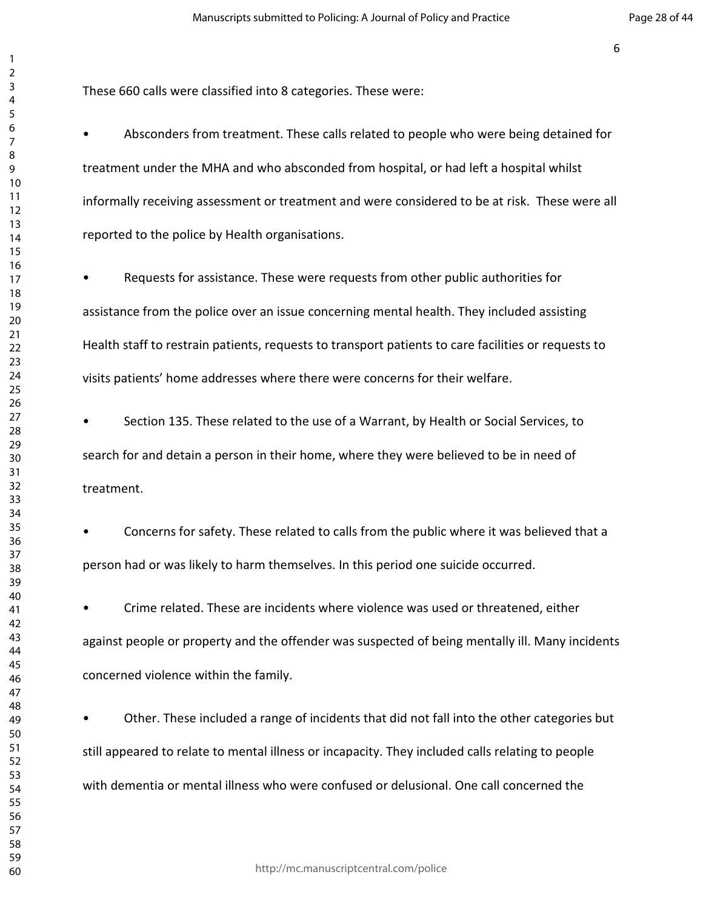These 660 calls were classified into 8 categories. These were:

- Absconders from treatment. These calls related to people who were being detained for treatment under the MHA and who absconded from hospital, or had left a hospital whilst informally receiving assessment or treatment and were considered to be at risk. These were all reported to the police by Health organisations.

- Requests for assistance. These were requests from other public authorities for assistance from the police over an issue concerning mental health. They included assisting Health staff to restrain patients, requests to transport patients to care facilities or requests to visits patients' home addresses where there were concerns for their welfare.

- Section 135. These related to the use of a Warrant, by Health or Social Services, to search for and detain a person in their home, where they were believed to be in need of treatment.

- Concerns for safety. These related to calls from the public where it was believed that a person had or was likely to harm themselves. In this period one suicide occurred.

- Crime related. These are incidents where violence was used or threatened, either against people or property and the offender was suspected of being mentally ill. Many incidents concerned violence within the family.

- Other. These included a range of incidents that did not fall into the other categories but still appeared to relate to mental illness or incapacity. They included calls relating to people with dementia or mental illness who were confused or delusional. One call concerned the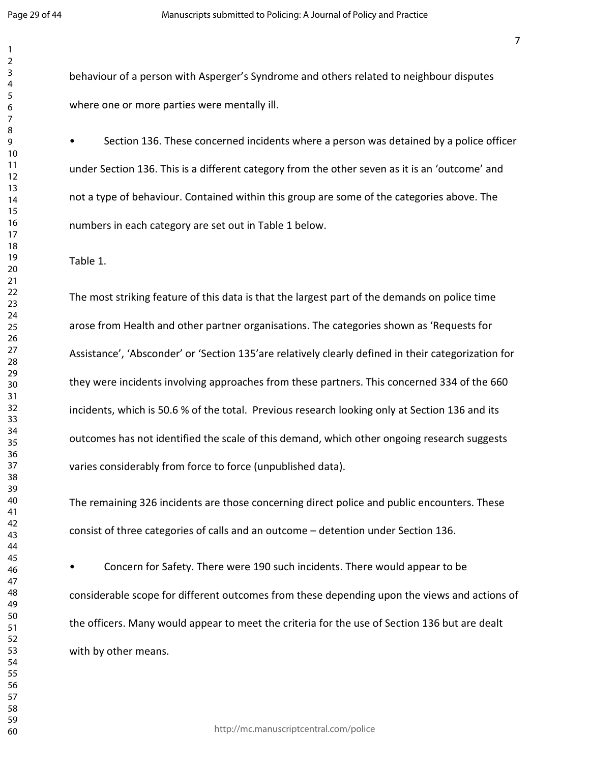behaviour of a person with Asperger's Syndrome and others related to neighbour disputes where one or more parties were mentally ill.

- Section 136. These concerned incidents where a person was detained by a police officer under Section 136. This is a different category from the other seven as it is an 'outcome' and not a type of behaviour. Contained within this group are some of the categories above. The numbers in each category are set out in Table 1 below.

Table 1.

The most striking feature of this data is that the largest part of the demands on police time arose from Health and other partner organisations. The categories shown as 'Requests for Assistance', 'Absconder' or 'Section 135'are relatively clearly defined in their categorization for they were incidents involving approaches from these partners. This concerned 334 of the 660 incidents, which is 50.6 % of the total. Previous research looking only at Section 136 and its outcomes has not identified the scale of this demand, which other ongoing research suggests varies considerably from force to force (unpublished data).

The remaining 326 incidents are those concerning direct police and public encounters. These consist of three categories of calls and an outcome – detention under Section 136.

- Concern for Safety. There were 190 such incidents. There would appear to be considerable scope for different outcomes from these depending upon the views and actions of the officers. Many would appear to meet the criteria for the use of Section 136 but are dealt with by other means.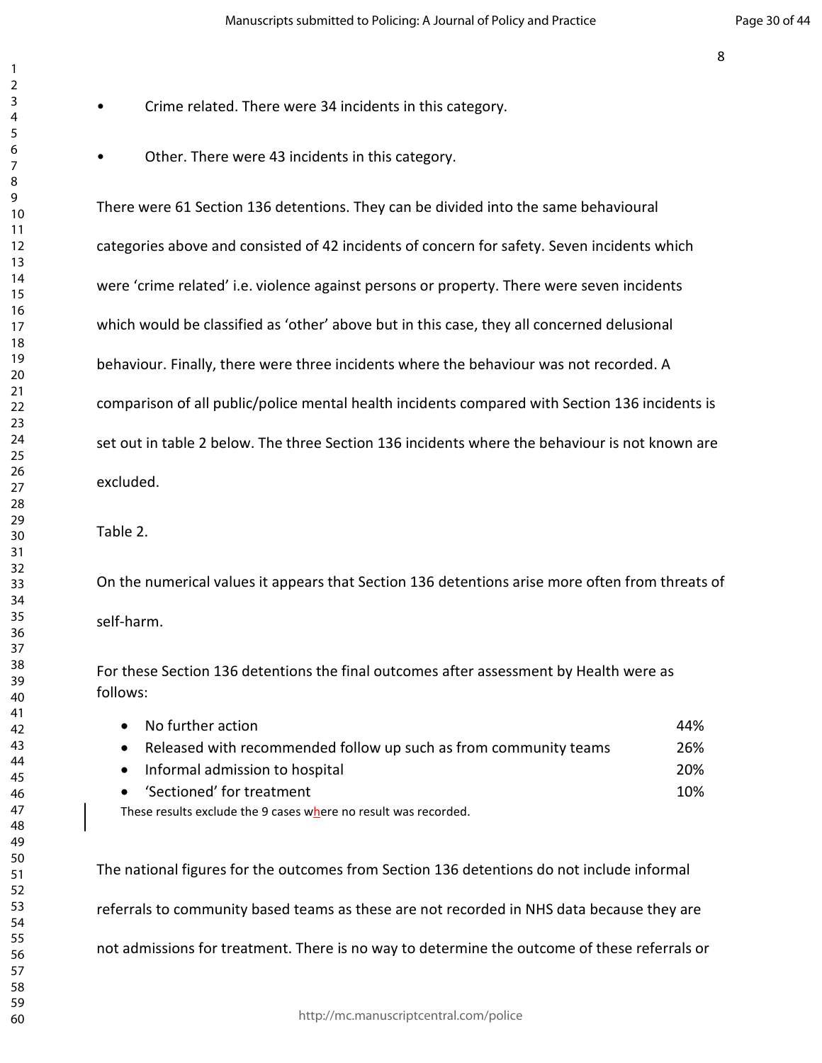- Crime related. There were 34 incidents in this category.
- Other. There were 43 incidents in this category.

There were 61 Section 136 detentions. They can be divided into the same behavioural categories above and consisted of 42 incidents of concern for safety. Seven incidents which were 'crime related' i.e. violence against persons or property. There were seven incidents which would be classified as 'other' above but in this case, they all concerned delusional behaviour. Finally, there were three incidents where the behaviour was not recorded. A comparison of all public/police mental health incidents compared with Section 136 incidents is set out in table 2 below. The three Section 136 incidents where the behaviour is not known are excluded.

Table 2.

On the numerical values it appears that Section 136 detentions arise more often from threats of self-harm.

For these Section 136 detentions the final outcomes after assessment by Health were as follows:

- No further action 44%
- Released with recommended follow up such as from community teams 26%
- Informal admission to hospital 20%
- 'Sectioned' for treatment 10%

These results exclude the 9 cases where no result was recorded.

The national figures for the outcomes from Section 136 detentions do not include informal referrals to community based teams as these are not recorded in NHS data because they are not admissions for treatment. There is no way to determine the outcome of these referrals or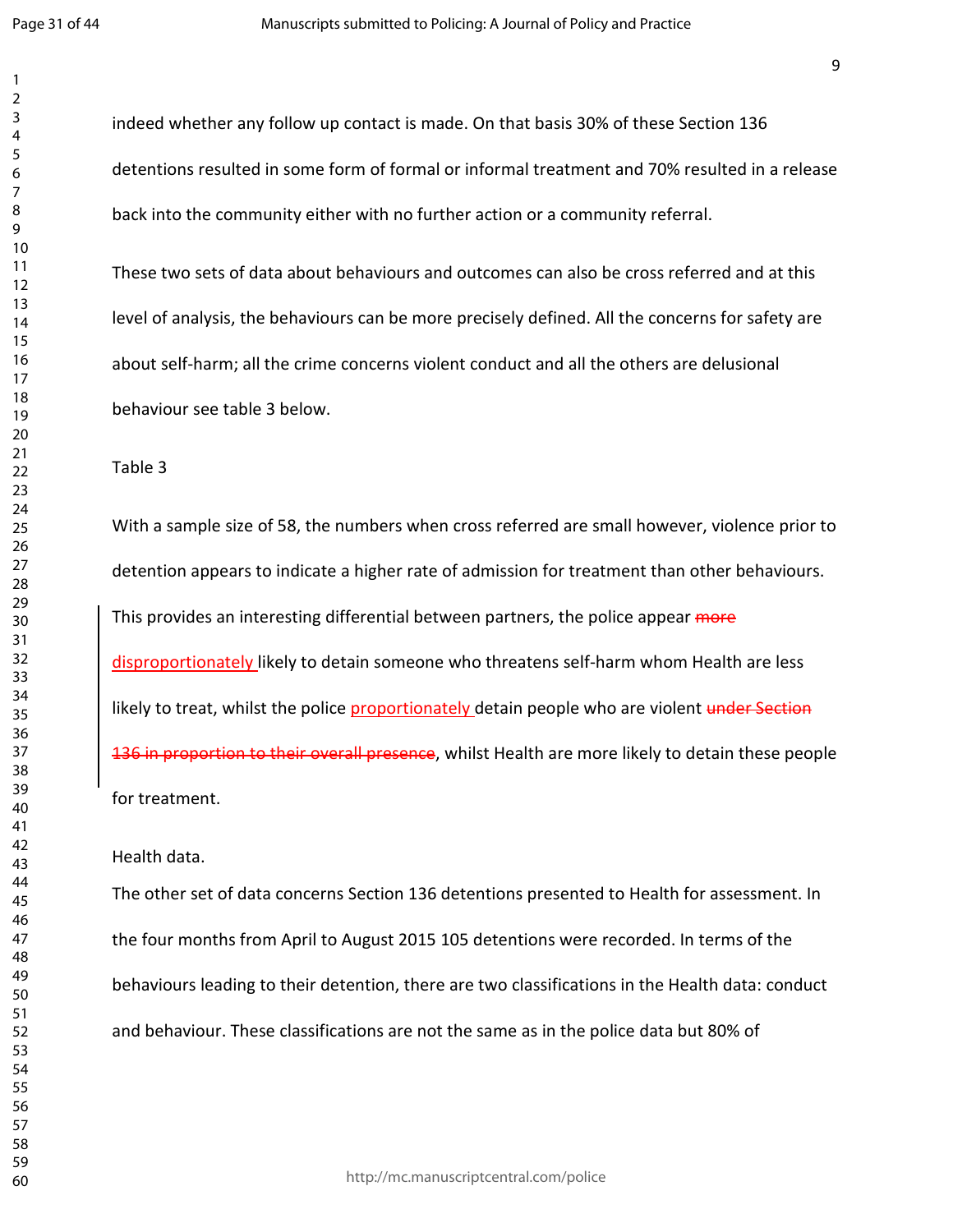indeed whether any follow up contact is made. On that basis 30% of these Section 136 detentions resulted in some form of formal or informal treatment and 70% resulted in a release back into the community either with no further action or a community referral.

These two sets of data about behaviours and outcomes can also be cross referred and at this level of analysis, the behaviours can be more precisely defined. All the concerns for safety are about self-harm; all the crime concerns violent conduct and all the others are delusional behaviour see table 3 below.

Table 3

With a sample size of 58, the numbers when cross referred are small however, violence prior to detention appears to indicate a higher rate of admission for treatment than other behaviours. This provides an interesting differential between partners, the police appear ~~more~~ disproportionately likely to detain someone who threatens self-harm whom Health are less likely to treat, whilst the police proportionately detain people who are violent ~~under Section 136 in proportion to their overall presence~~, whilst Health are more likely to detain these people for treatment.

Health data.

The other set of data concerns Section 136 detentions presented to Health for assessment. In the four months from April to August 2015 105 detentions were recorded. In terms of the behaviours leading to their detention, there are two classifications in the Health data: conduct and behaviour. These classifications are not the same as in the police data but 80% of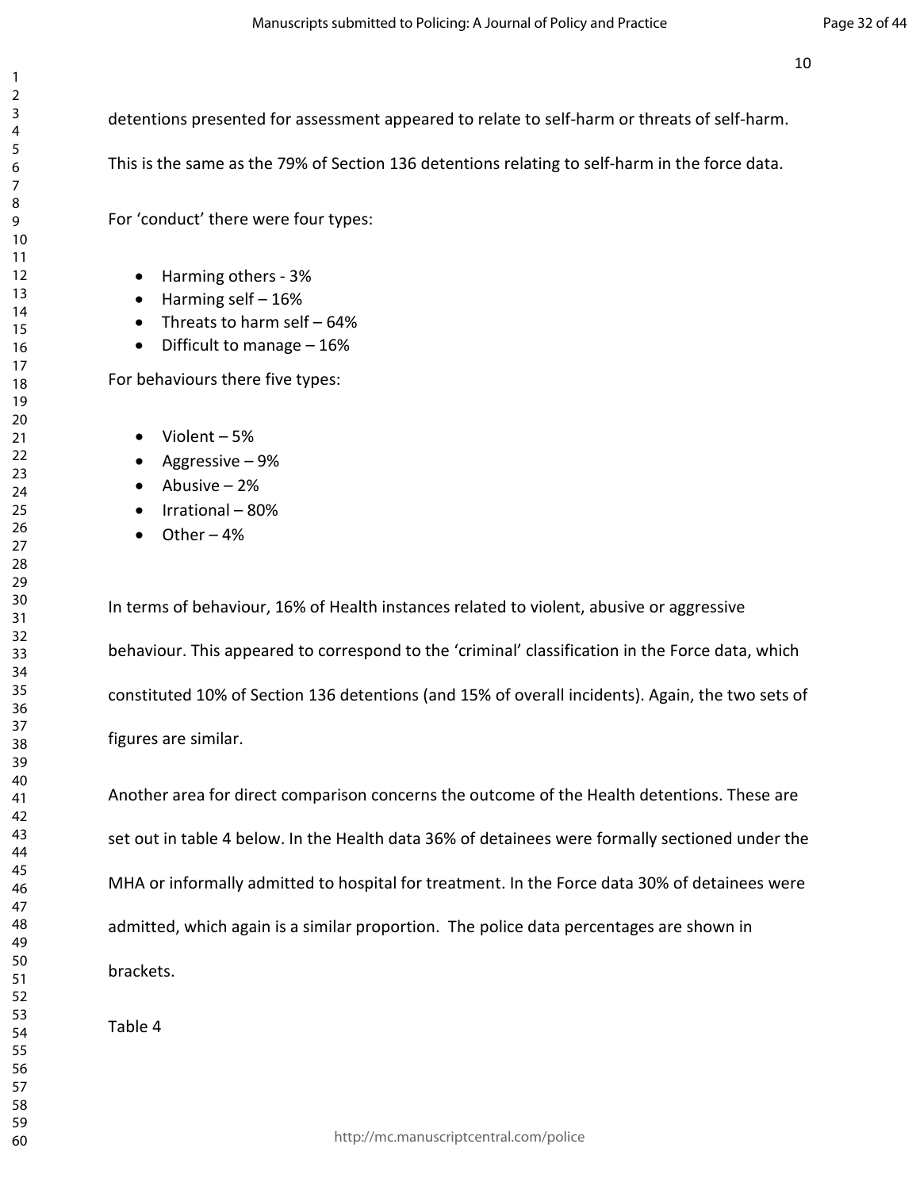detentions presented for assessment appeared to relate to self-harm or threats of self-harm. This is the same as the 79% of Section 136 detentions relating to self-harm in the force data.

For 'conduct' there were four types:

- Harming others - 3%
- Harming self – 16%
- Threats to harm self – 64%
- Difficult to manage – 16%

For behaviours there five types:

- Violent – 5%
- Aggressive – 9%
- Abusive – 2%
- Irrational – 80%
- Other – 4%

In terms of behaviour, 16% of Health instances related to violent, abusive or aggressive behaviour. This appeared to correspond to the 'criminal' classification in the Force data, which constituted 10% of Section 136 detentions (and 15% of overall incidents). Again, the two sets of figures are similar.

Another area for direct comparison concerns the outcome of the Health detentions. These are set out in table 4 below. In the Health data 36% of detainees were formally sectioned under the MHA or informally admitted to hospital for treatment. In the Force data 30% of detainees were admitted, which again is a similar proportion. The police data percentages are shown in brackets.

Table 4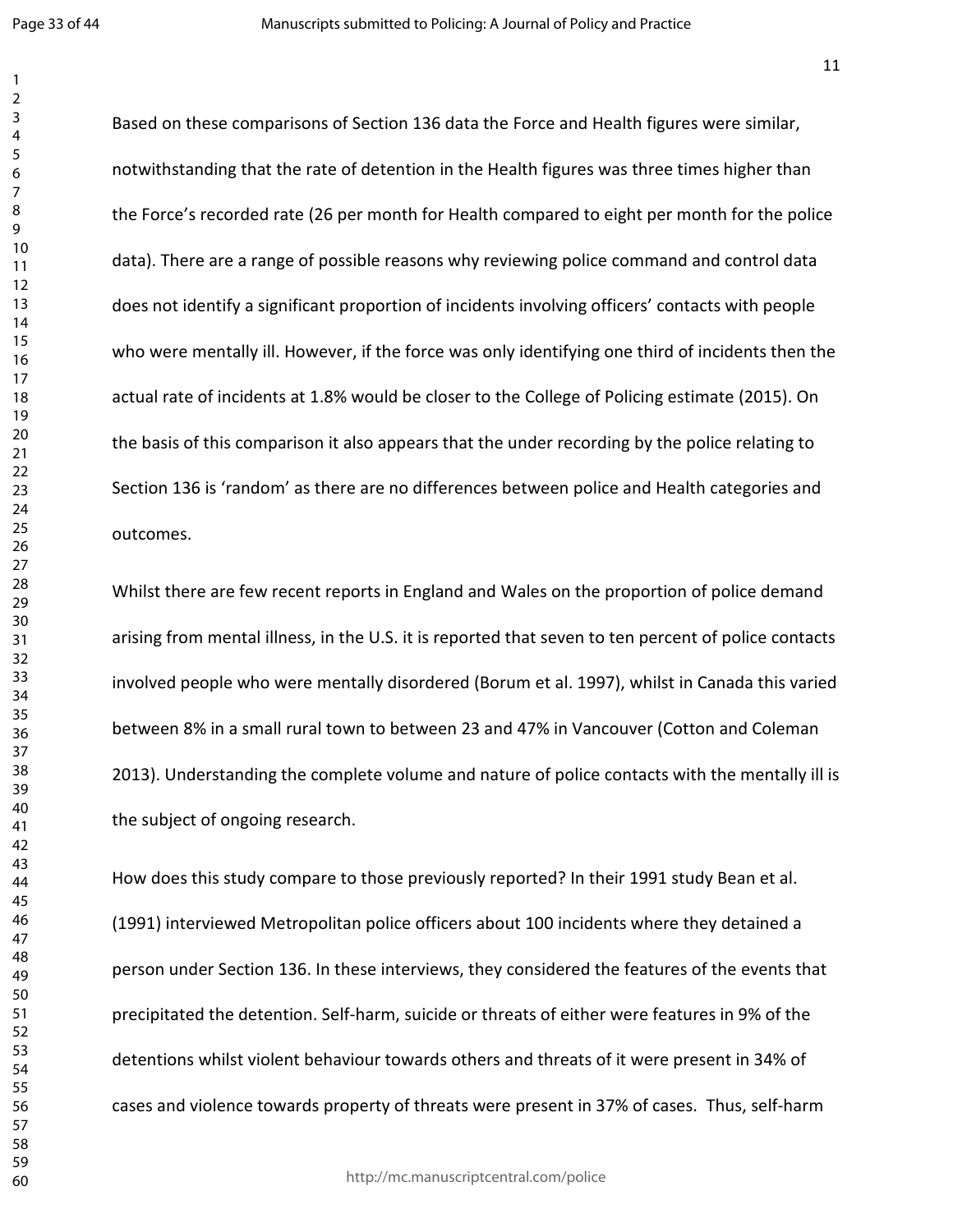Based on these comparisons of Section 136 data the Force and Health figures were similar, notwithstanding that the rate of detention in the Health figures was three times higher than the Force's recorded rate (26 per month for Health compared to eight per month for the police data). There are a range of possible reasons why reviewing police command and control data does not identify a significant proportion of incidents involving officers' contacts with people who were mentally ill. However, if the force was only identifying one third of incidents then the actual rate of incidents at 1.8% would be closer to the College of Policing estimate (2015). On the basis of this comparison it also appears that the under recording by the police relating to Section 136 is 'random' as there are no differences between police and Health categories and outcomes.

Whilst there are few recent reports in England and Wales on the proportion of police demand arising from mental illness, in the U.S. it is reported that seven to ten percent of police contacts involved people who were mentally disordered (Borum et al. 1997), whilst in Canada this varied between 8% in a small rural town to between 23 and 47% in Vancouver (Cotton and Coleman 2013). Understanding the complete volume and nature of police contacts with the mentally ill is the subject of ongoing research.

How does this study compare to those previously reported? In their 1991 study Bean et al. (1991) interviewed Metropolitan police officers about 100 incidents where they detained a person under Section 136. In these interviews, they considered the features of the events that precipitated the detention. Self-harm, suicide or threats of either were features in 9% of the detentions whilst violent behaviour towards others and threats of it were present in 34% of cases and violence towards property of threats were present in 37% of cases. Thus, self-harm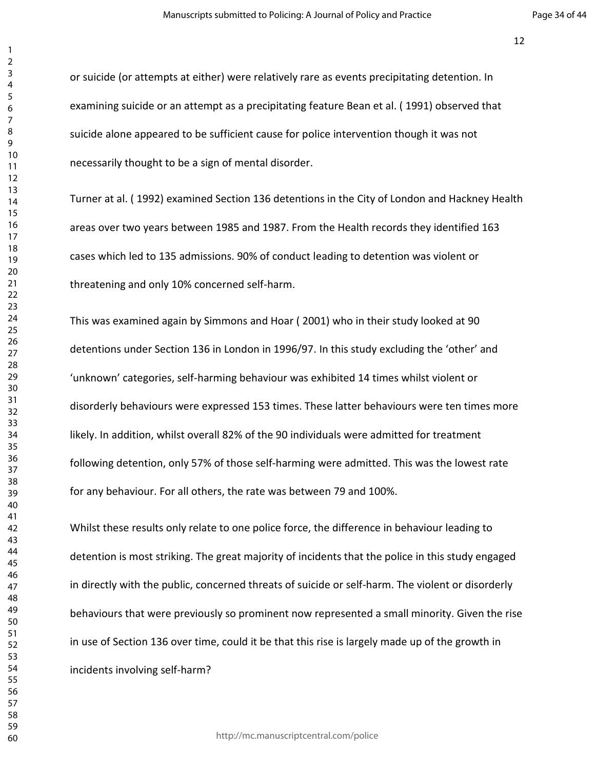or suicide (or attempts at either) were relatively rare as events precipitating detention. In examining suicide or an attempt as a precipitating feature Bean et al. ( 1991) observed that suicide alone appeared to be sufficient cause for police intervention though it was not necessarily thought to be a sign of mental disorder.

Turner at al. ( 1992) examined Section 136 detentions in the City of London and Hackney Health areas over two years between 1985 and 1987. From the Health records they identified 163 cases which led to 135 admissions. 90% of conduct leading to detention was violent or threatening and only 10% concerned self-harm.

This was examined again by Simmons and Hoar ( 2001) who in their study looked at 90 detentions under Section 136 in London in 1996/97. In this study excluding the 'other' and 'unknown' categories, self-harming behaviour was exhibited 14 times whilst violent or disorderly behaviours were expressed 153 times. These latter behaviours were ten times more likely. In addition, whilst overall 82% of the 90 individuals were admitted for treatment following detention, only 57% of those self-harming were admitted. This was the lowest rate for any behaviour. For all others, the rate was between 79 and 100%.

Whilst these results only relate to one police force, the difference in behaviour leading to detention is most striking. The great majority of incidents that the police in this study engaged in directly with the public, concerned threats of suicide or self-harm. The violent or disorderly behaviours that were previously so prominent now represented a small minority. Given the rise in use of Section 136 over time, could it be that this rise is largely made up of the growth in incidents involving self-harm?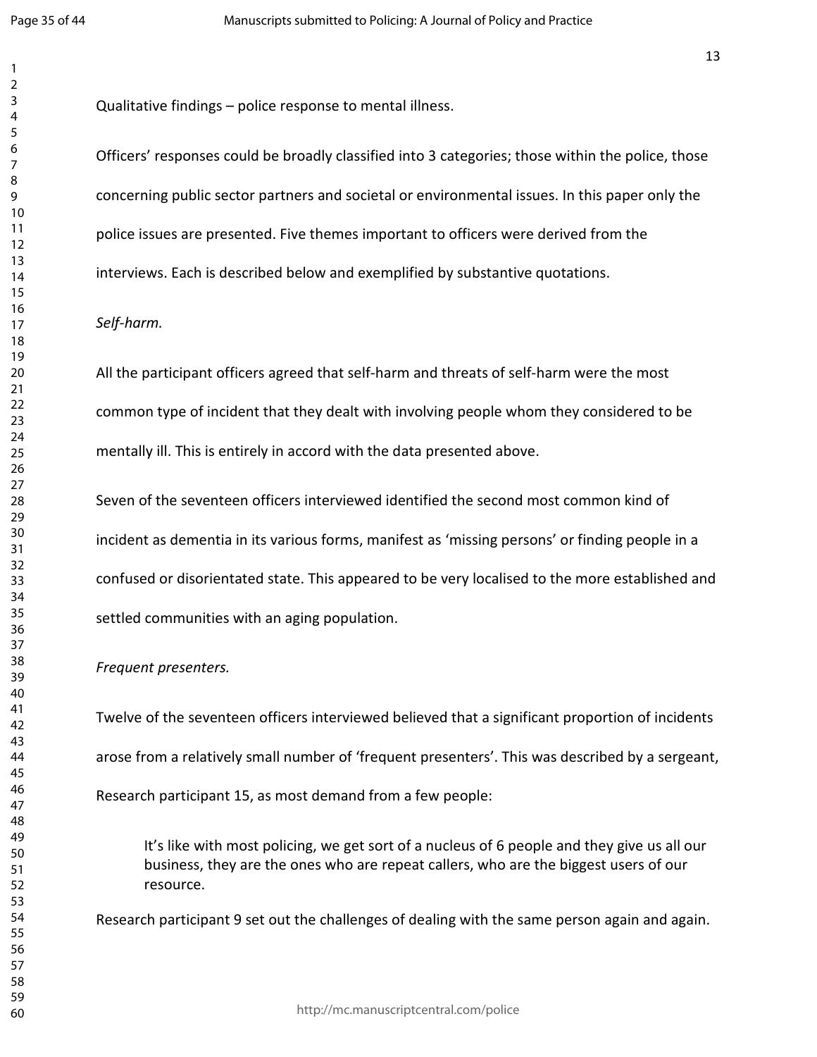Qualitative findings – police response to mental illness.

Officers' responses could be broadly classified into 3 categories; those within the police, those concerning public sector partners and societal or environmental issues. In this paper only the police issues are presented. Five themes important to officers were derived from the interviews. Each is described below and exemplified by substantive quotations.

*Self-harm.*

All the participant officers agreed that self-harm and threats of self-harm were the most common type of incident that they dealt with involving people whom they considered to be mentally ill. This is entirely in accord with the data presented above.

Seven of the seventeen officers interviewed identified the second most common kind of incident as dementia in its various forms, manifest as 'missing persons' or finding people in a confused or disorientated state. This appeared to be very localised to the more established and settled communities with an aging population.

*Frequent presenters.*

Twelve of the seventeen officers interviewed believed that a significant proportion of incidents arose from a relatively small number of 'frequent presenters'. This was described by a sergeant, Research participant 15, as most demand from a few people:

> It's like with most policing, we get sort of a nucleus of 6 people and they give us all our business, they are the ones who are repeat callers, who are the biggest users of our resource.

Research participant 9 set out the challenges of dealing with the same person again and again.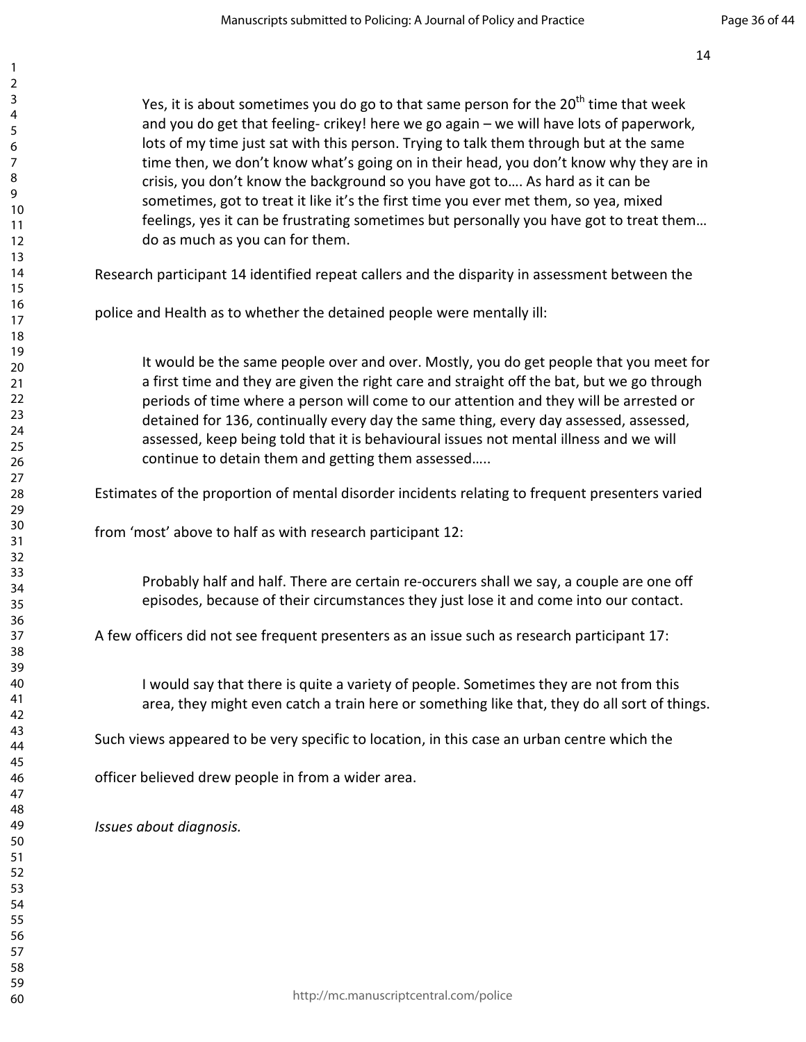> Yes, it is about sometimes you do go to that same person for the 20th time that week and you do get that feeling- crikey! here we go again – we will have lots of paperwork, lots of my time just sat with this person. Trying to talk them through but at the same time then, we don't know what's going on in their head, you don't know why they are in crisis, you don't know the background so you have got to…. As hard as it can be sometimes, got to treat it like it's the first time you ever met them, so yea, mixed feelings, yes it can be frustrating sometimes but personally you have got to treat them… do as much as you can for them.

Research participant 14 identified repeat callers and the disparity in assessment between the police and Health as to whether the detained people were mentally ill:

> It would be the same people over and over. Mostly, you do get people that you meet for a first time and they are given the right care and straight off the bat, but we go through periods of time where a person will come to our attention and they will be arrested or detained for 136, continually every day the same thing, every day assessed, assessed, assessed, keep being told that it is behavioural issues not mental illness and we will continue to detain them and getting them assessed…..

Estimates of the proportion of mental disorder incidents relating to frequent presenters varied from 'most' above to half as with research participant 12:

> Probably half and half. There are certain re-occurers shall we say, a couple are one off episodes, because of their circumstances they just lose it and come into our contact.

A few officers did not see frequent presenters as an issue such as research participant 17:

> I would say that there is quite a variety of people. Sometimes they are not from this area, they might even catch a train here or something like that, they do all sort of things.

Such views appeared to be very specific to location, in this case an urban centre which the officer believed drew people in from a wider area.

*Issues about diagnosis.*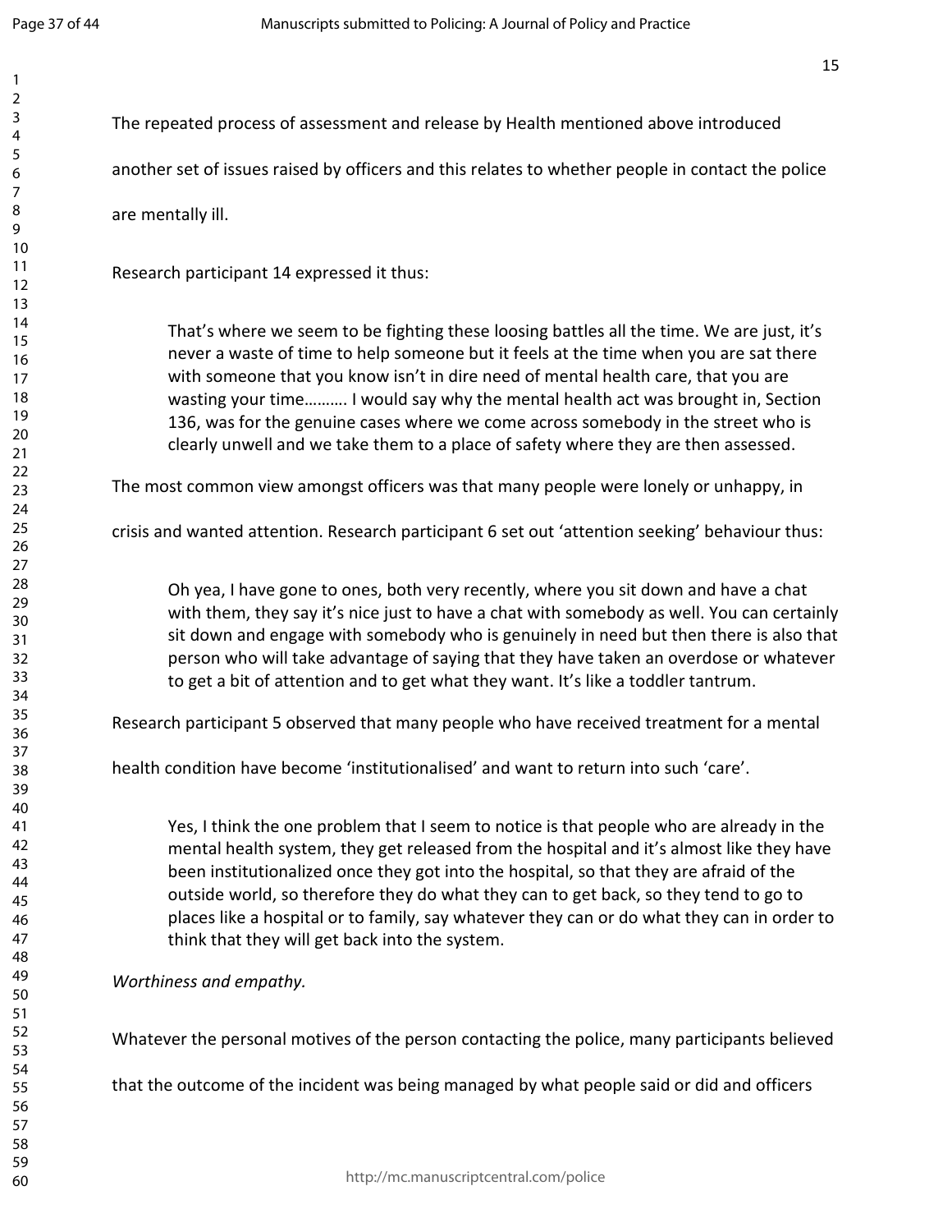The repeated process of assessment and release by Health mentioned above introduced another set of issues raised by officers and this relates to whether people in contact the police are mentally ill.

Research participant 14 expressed it thus:

> That's where we seem to be fighting these loosing battles all the time. We are just, it's never a waste of time to help someone but it feels at the time when you are sat there with someone that you know isn't in dire need of mental health care, that you are wasting your time………. I would say why the mental health act was brought in, Section 136, was for the genuine cases where we come across somebody in the street who is clearly unwell and we take them to a place of safety where they are then assessed.

The most common view amongst officers was that many people were lonely or unhappy, in crisis and wanted attention. Research participant 6 set out 'attention seeking' behaviour thus:

> Oh yea, I have gone to ones, both very recently, where you sit down and have a chat with them, they say it's nice just to have a chat with somebody as well. You can certainly sit down and engage with somebody who is genuinely in need but then there is also that person who will take advantage of saying that they have taken an overdose or whatever to get a bit of attention and to get what they want. It's like a toddler tantrum.

Research participant 5 observed that many people who have received treatment for a mental health condition have become 'institutionalised' and want to return into such 'care'.

> Yes, I think the one problem that I seem to notice is that people who are already in the mental health system, they get released from the hospital and it's almost like they have been institutionalized once they got into the hospital, so that they are afraid of the outside world, so therefore they do what they can to get back, so they tend to go to places like a hospital or to family, say whatever they can or do what they can in order to think that they will get back into the system.

*Worthiness and empathy.*

Whatever the personal motives of the person contacting the police, many participants believed that the outcome of the incident was being managed by what people said or did and officers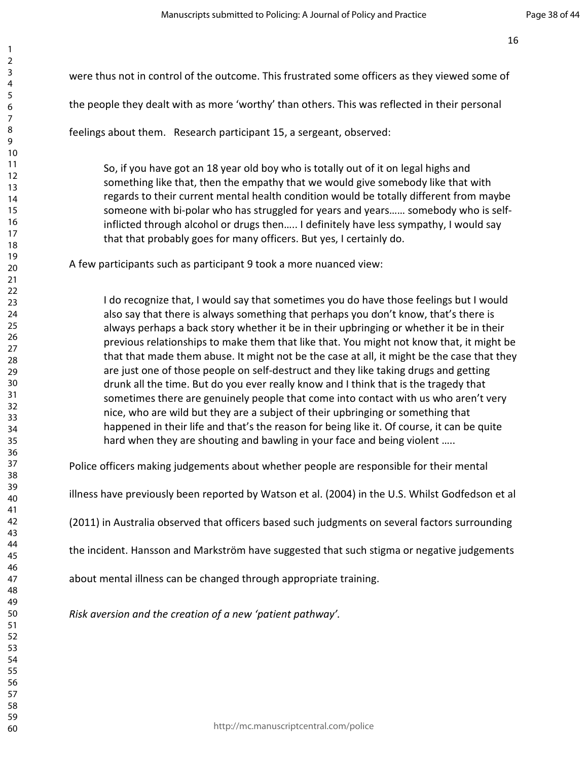were thus not in control of the outcome. This frustrated some officers as they viewed some of the people they dealt with as more 'worthy' than others. This was reflected in their personal feelings about them. Research participant 15, a sergeant, observed:

> So, if you have got an 18 year old boy who is totally out of it on legal highs and something like that, then the empathy that we would give somebody like that with regards to their current mental health condition would be totally different from maybe someone with bi-polar who has struggled for years and years…… somebody who is self-inflicted through alcohol or drugs then….. I definitely have less sympathy, I would say that that probably goes for many officers. But yes, I certainly do.

A few participants such as participant 9 took a more nuanced view:

> I do recognize that, I would say that sometimes you do have those feelings but I would also say that there is always something that perhaps you don't know, that's there is always perhaps a back story whether it be in their upbringing or whether it be in their previous relationships to make them that like that. You might not know that, it might be that that made them abuse. It might not be the case at all, it might be the case that they are just one of those people on self-destruct and they like taking drugs and getting drunk all the time. But do you ever really know and I think that is the tragedy that sometimes there are genuinely people that come into contact with us who aren't very nice, who are wild but they are a subject of their upbringing or something that happened in their life and that's the reason for being like it. Of course, it can be quite hard when they are shouting and bawling in your face and being violent …..

Police officers making judgements about whether people are responsible for their mental illness have previously been reported by Watson et al. (2004) in the U.S. Whilst Godfedson et al (2011) in Australia observed that officers based such judgments on several factors surrounding the incident. Hansson and Markström have suggested that such stigma or negative judgements about mental illness can be changed through appropriate training.

*Risk aversion and the creation of a new 'patient pathway'.*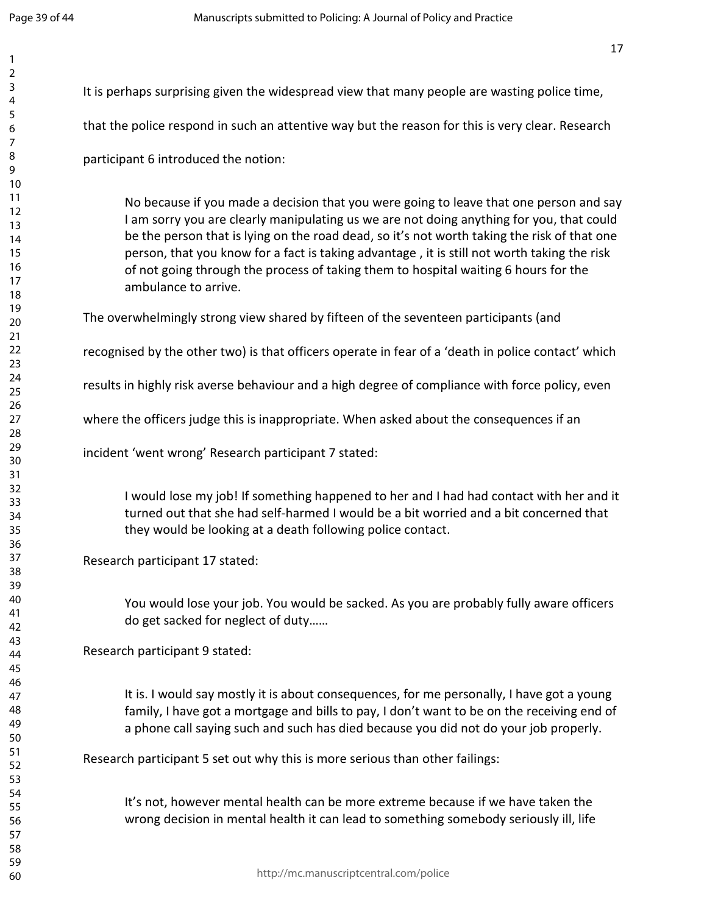It is perhaps surprising given the widespread view that many people are wasting police time, that the police respond in such an attentive way but the reason for this is very clear. Research participant 6 introduced the notion:

> No because if you made a decision that you were going to leave that one person and say I am sorry you are clearly manipulating us we are not doing anything for you, that could be the person that is lying on the road dead, so it's not worth taking the risk of that one person, that you know for a fact is taking advantage , it is still not worth taking the risk of not going through the process of taking them to hospital waiting 6 hours for the ambulance to arrive.

The overwhelmingly strong view shared by fifteen of the seventeen participants (and recognised by the other two) is that officers operate in fear of a 'death in police contact' which results in highly risk averse behaviour and a high degree of compliance with force policy, even where the officers judge this is inappropriate. When asked about the consequences if an incident 'went wrong' Research participant 7 stated:

> I would lose my job! If something happened to her and I had had contact with her and it turned out that she had self-harmed I would be a bit worried and a bit concerned that they would be looking at a death following police contact.

Research participant 17 stated:

> You would lose your job. You would be sacked. As you are probably fully aware officers do get sacked for neglect of duty……

Research participant 9 stated:

> It is. I would say mostly it is about consequences, for me personally, I have got a young family, I have got a mortgage and bills to pay, I don't want to be on the receiving end of a phone call saying such and such has died because you did not do your job properly.

Research participant 5 set out why this is more serious than other failings:

> It's not, however mental health can be more extreme because if we have taken the wrong decision in mental health it can lead to something somebody seriously ill, life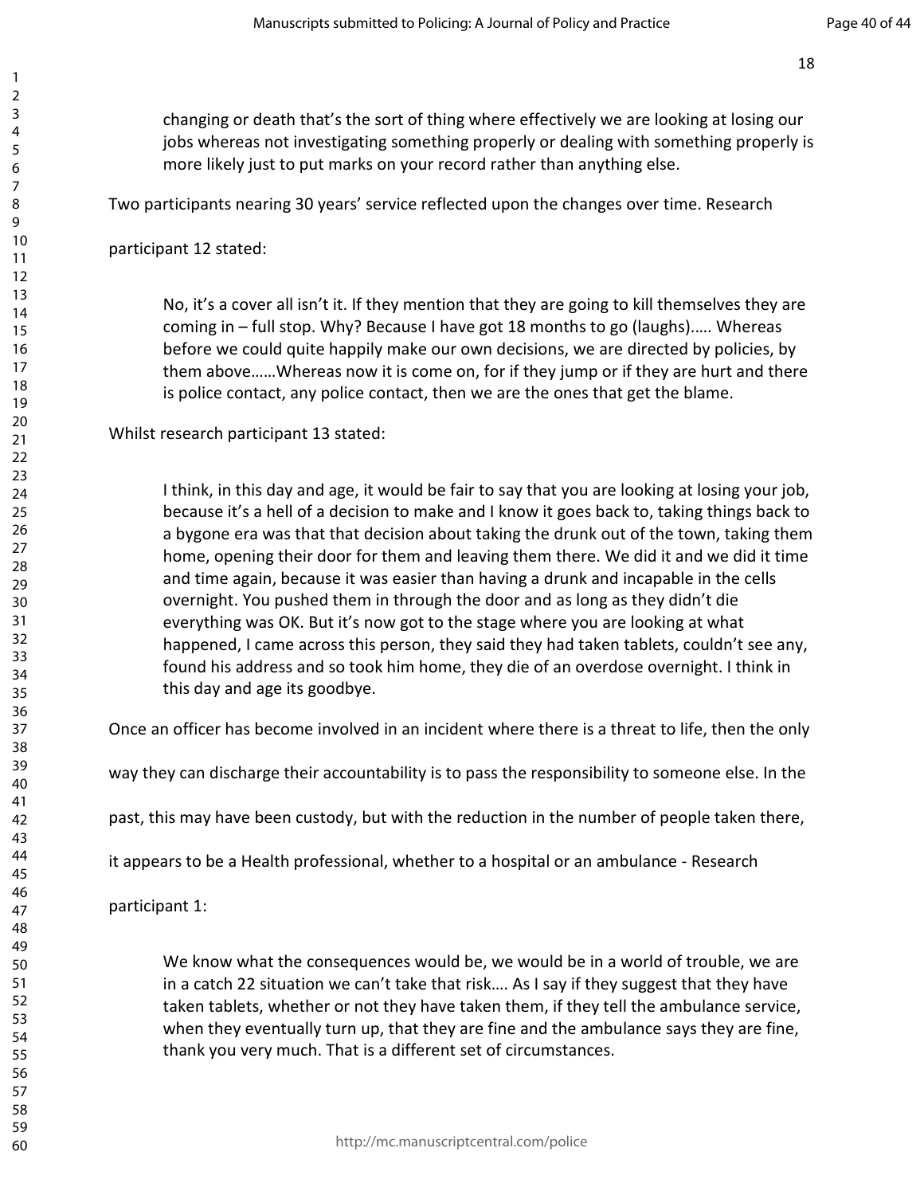> changing or death that's the sort of thing where effectively we are looking at losing our jobs whereas not investigating something properly or dealing with something properly is more likely just to put marks on your record rather than anything else.

Two participants nearing 30 years' service reflected upon the changes over time. Research participant 12 stated:

> No, it's a cover all isn't it. If they mention that they are going to kill themselves they are coming in – full stop. Why? Because I have got 18 months to go (laughs)….. Whereas before we could quite happily make our own decisions, we are directed by policies, by them above……Whereas now it is come on, for if they jump or if they are hurt and there is police contact, any police contact, then we are the ones that get the blame.

Whilst research participant 13 stated:

> I think, in this day and age, it would be fair to say that you are looking at losing your job, because it's a hell of a decision to make and I know it goes back to, taking things back to a bygone era was that that decision about taking the drunk out of the town, taking them home, opening their door for them and leaving them there. We did it and we did it time and time again, because it was easier than having a drunk and incapable in the cells overnight. You pushed them in through the door and as long as they didn't die everything was OK. But it's now got to the stage where you are looking at what happened, I came across this person, they said they had taken tablets, couldn't see any, found his address and so took him home, they die of an overdose overnight. I think in this day and age its goodbye.

Once an officer has become involved in an incident where there is a threat to life, then the only way they can discharge their accountability is to pass the responsibility to someone else. In the past, this may have been custody, but with the reduction in the number of people taken there, it appears to be a Health professional, whether to a hospital or an ambulance - Research participant 1:

> We know what the consequences would be, we would be in a world of trouble, we are in a catch 22 situation we can't take that risk…. As I say if they suggest that they have taken tablets, whether or not they have taken them, if they tell the ambulance service, when they eventually turn up, that they are fine and the ambulance says they are fine, thank you very much. That is a different set of circumstances.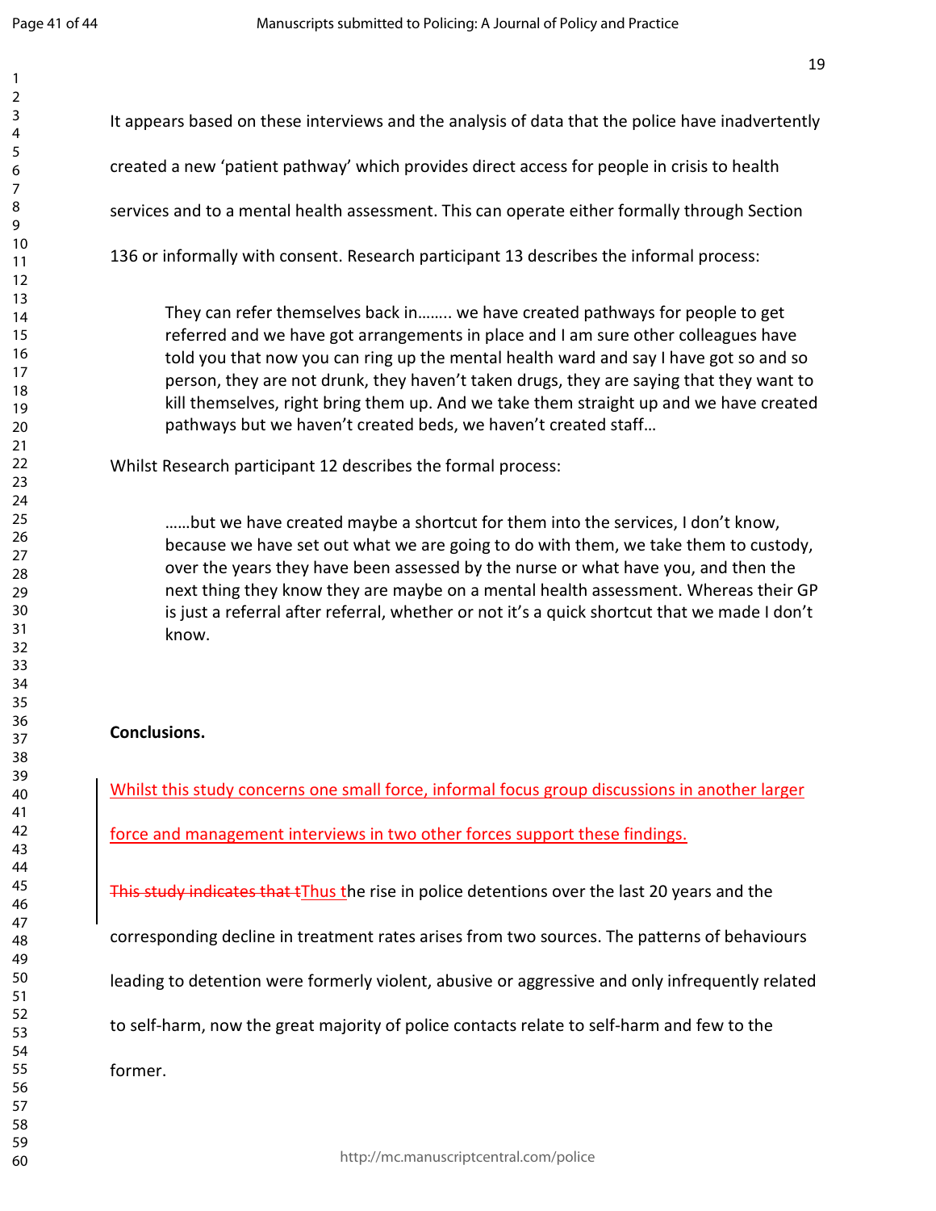It appears based on these interviews and the analysis of data that the police have inadvertently created a new 'patient pathway' which provides direct access for people in crisis to health services and to a mental health assessment. This can operate either formally through Section 136 or informally with consent. Research participant 13 describes the informal process:

> They can refer themselves back in…….. we have created pathways for people to get referred and we have got arrangements in place and I am sure other colleagues have told you that now you can ring up the mental health ward and say I have got so and so person, they are not drunk, they haven't taken drugs, they are saying that they want to kill themselves, right bring them up. And we take them straight up and we have created pathways but we haven't created beds, we haven't created staff…

Whilst Research participant 12 describes the formal process:

> ……but we have created maybe a shortcut for them into the services, I don't know, because we have set out what we are going to do with them, we take them to custody, over the years they have been assessed by the nurse or what have you, and then the next thing they know they are maybe on a mental health assessment. Whereas their GP is just a referral after referral, whether or not it's a quick shortcut that we made I don't know.

**Conclusions.**

Whilst this study concerns one small force, informal focus group discussions in another larger force and management interviews in two other forces support these findings.

~~This study indicates that t~~Thus the rise in police detentions over the last 20 years and the corresponding decline in treatment rates arises from two sources. The patterns of behaviours leading to detention were formerly violent, abusive or aggressive and only infrequently related to self-harm, now the great majority of police contacts relate to self-harm and few to the former.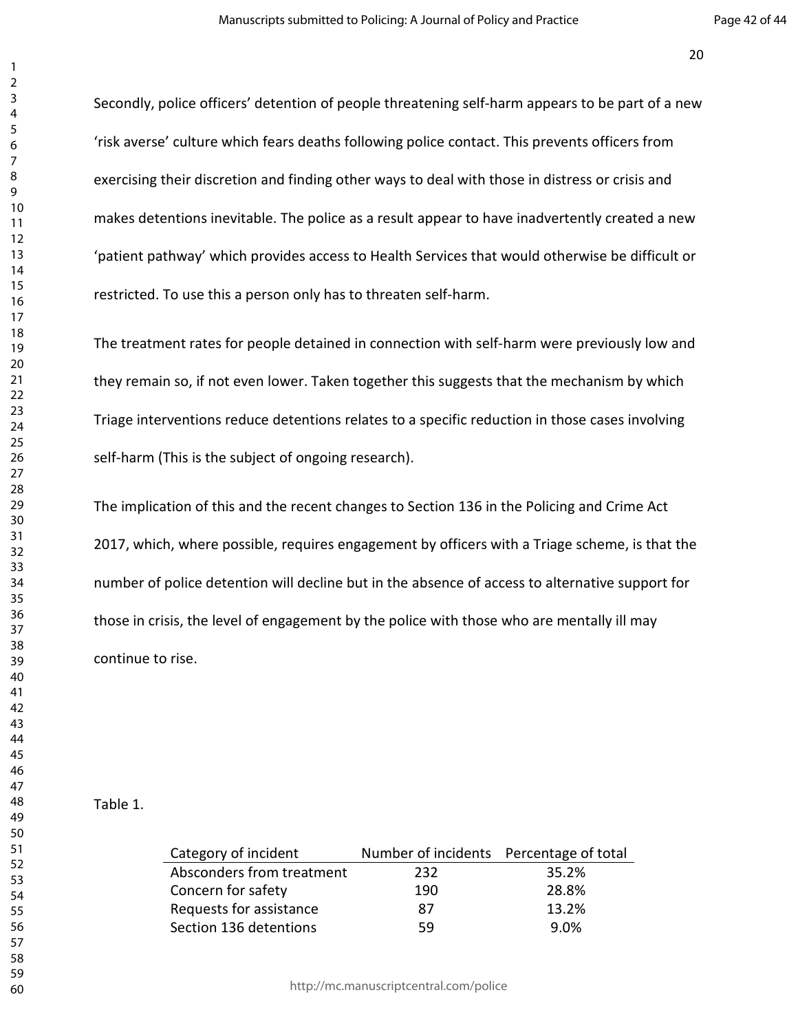Secondly, police officers' detention of people threatening self-harm appears to be part of a new 'risk averse' culture which fears deaths following police contact. This prevents officers from exercising their discretion and finding other ways to deal with those in distress or crisis and makes detentions inevitable. The police as a result appear to have inadvertently created a new 'patient pathway' which provides access to Health Services that would otherwise be difficult or restricted. To use this a person only has to threaten self-harm.

The treatment rates for people detained in connection with self-harm were previously low and they remain so, if not even lower. Taken together this suggests that the mechanism by which Triage interventions reduce detentions relates to a specific reduction in those cases involving self-harm (This is the subject of ongoing research).

The implication of this and the recent changes to Section 136 in the Policing and Crime Act 2017, which, where possible, requires engagement by officers with a Triage scheme, is that the number of police detention will decline but in the absence of access to alternative support for those in crisis, the level of engagement by the police with those who are mentally ill may continue to rise.

Table 1.

| Category of incident | Number of incidents | Percentage of total |
|---|---|---|
| Absconders from treatment | 232 | 35.2% |
| Concern for safety | 190 | 28.8% |
| Requests for assistance | 87 | 13.2% |
| Section 136 detentions | 59 | 9.0% |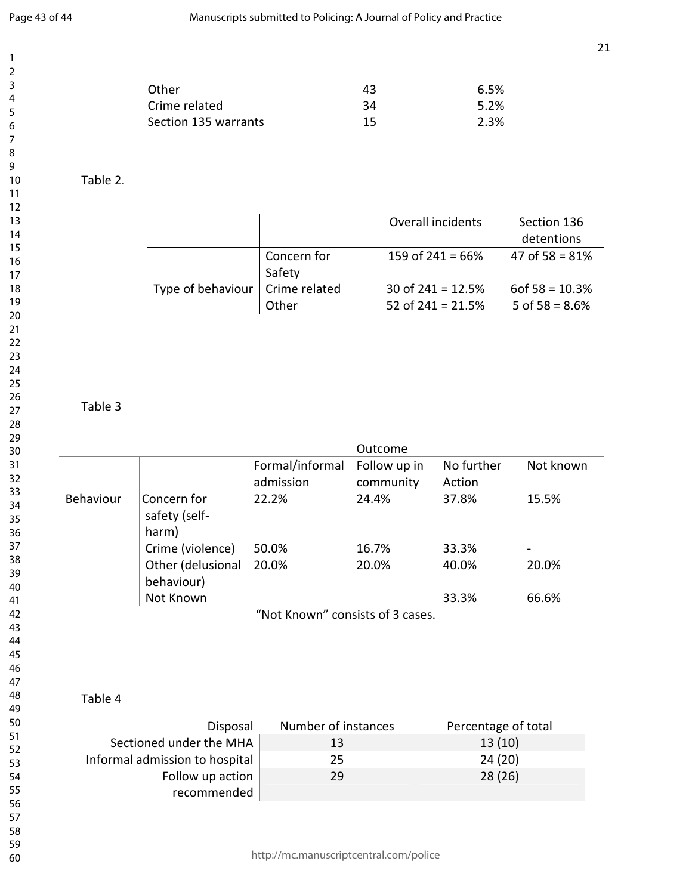| | | |
|---|---|---|
| Other | 43 | 6.5% |
| Crime related | 34 | 5.2% |
| Section 135 warrants | 15 | 2.3% |

Table 2.

| | | Overall incidents | Section 136 detentions |
|---|---|---|---|
| Type of behaviour | Concern for Safety | 159 of 241 = 66% | 47 of 58 = 81% |
| | Crime related | 30 of 241 = 12.5% | 6of 58 = 10.3% |
| | Other | 52 of 241 = 21.5% | 5 of 58 = 8.6% |

Table 3

| | | Outcome | | | |
|---|---|---|---|---|---|
| | | Formal/informal admission | Follow up in community | No further Action | Not known |
| Behaviour | Concern for safety (self-harm) | 22.2% | 24.4% | 37.8% | 15.5% |
| | Crime (violence) | 50.0% | 16.7% | 33.3% | - |
| | Other (delusional behaviour) | 20.0% | 20.0% | 40.0% | 20.0% |
| | Not Known | | | 33.3% | 66.6% |

"Not Known" consists of 3 cases.

Table 4

| Disposal | Number of instances | Percentage of total |
|---|---|---|
| Sectioned under the MHA | 13 | 13 (10) |
| Informal admission to hospital | 25 | 24 (20) |
| Follow up action recommended | 29 | 28 (26) |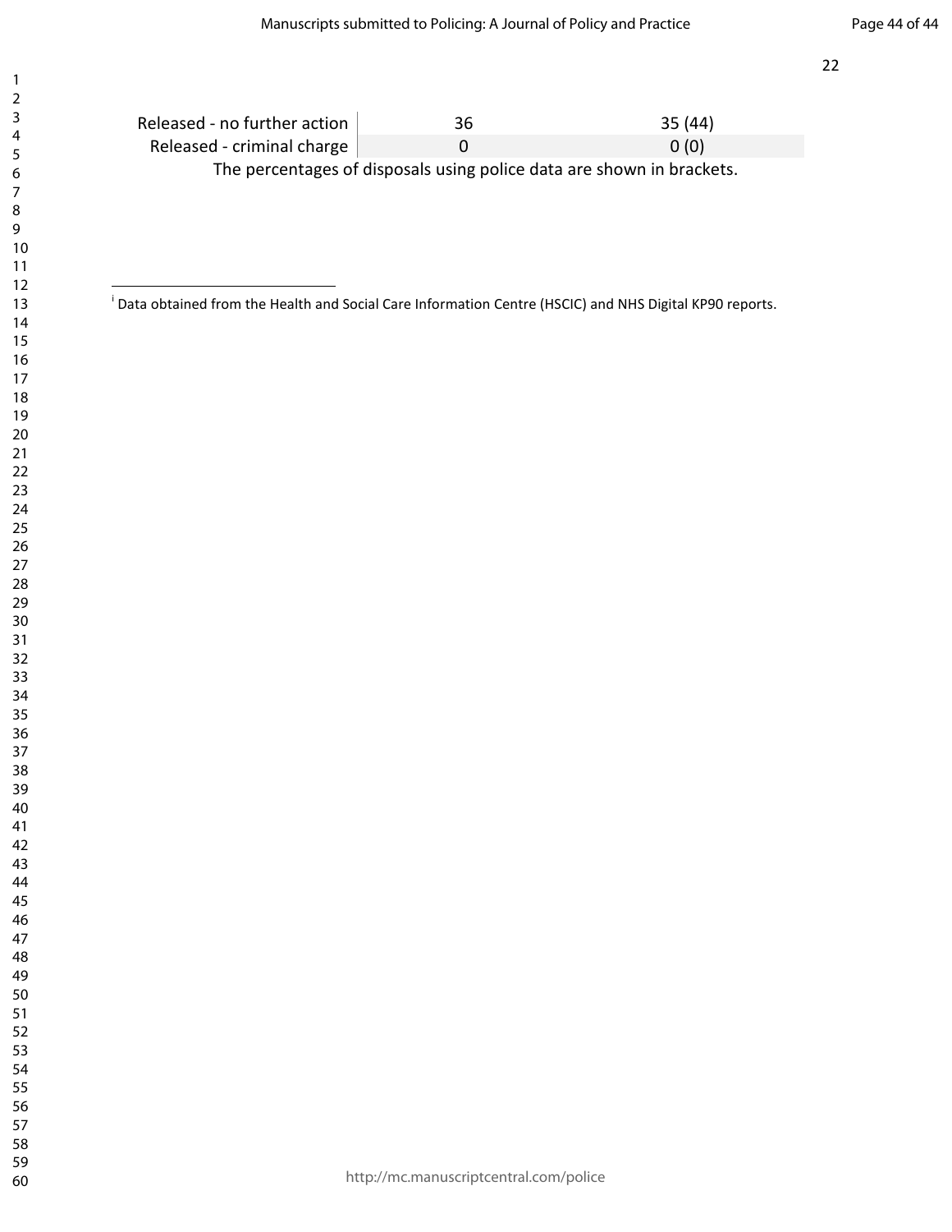| | | |
|---|---|---|
| Released - no further action | 36 | 35 (44) |
| Released - criminal charge | 0 | 0 (0) |

The percentages of disposals using police data are shown in brackets.

---

[i] Data obtained from the Health and Social Care Information Centre (HSCIC) and NHS Digital KP90 reports.